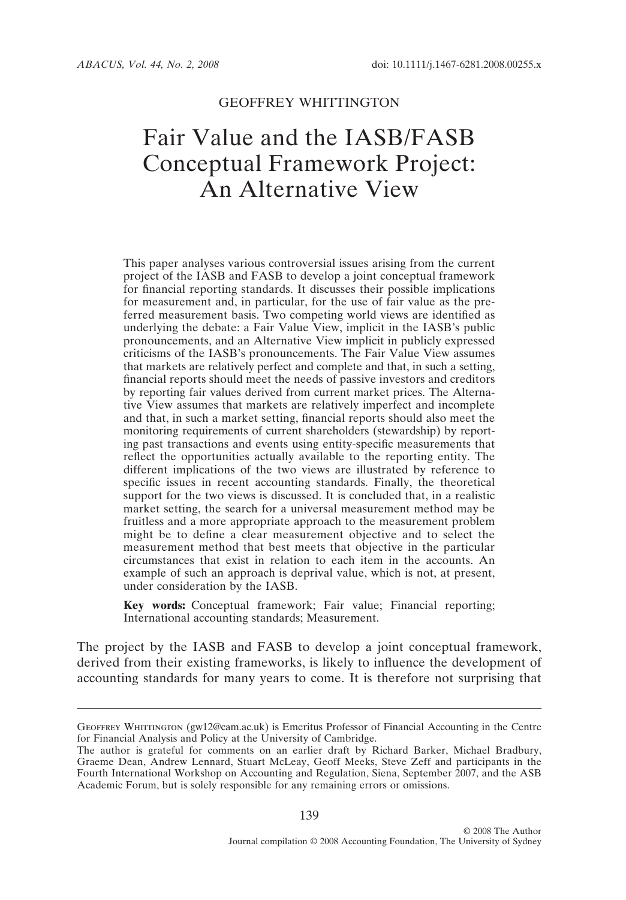GEOFFREY WHITTINGTON

# Fair Value and the IASB/FASB Conceptual Framework Project: An Alternative View

This paper analyses various controversial issues arising from the current project of the IASB and FASB to develop a joint conceptual framework for financial reporting standards. It discusses their possible implications for measurement and, in particular, for the use of fair value as the preferred measurement basis. Two competing world views are identified as underlying the debate: a Fair Value View, implicit in the IASB's public pronouncements, and an Alternative View implicit in publicly expressed criticisms of the IASB's pronouncements. The Fair Value View assumes that markets are relatively perfect and complete and that, in such a setting, financial reports should meet the needs of passive investors and creditors by reporting fair values derived from current market prices. The Alternative View assumes that markets are relatively imperfect and incomplete and that, in such a market setting, financial reports should also meet the monitoring requirements of current shareholders (stewardship) by reporting past transactions and events using entity-specific measurements that reflect the opportunities actually available to the reporting entity. The different implications of the two views are illustrated by reference to specific issues in recent accounting standards. Finally, the theoretical support for the two views is discussed. It is concluded that, in a realistic market setting, the search for a universal measurement method may be fruitless and a more appropriate approach to the measurement problem might be to define a clear measurement objective and to select the measurement method that best meets that objective in the particular circumstances that exist in relation to each item in the accounts. An example of such an approach is deprival value, which is not, at present, under consideration by the IASB.

**Key words:** Conceptual framework; Fair value; Financial reporting; International accounting standards; Measurement.

The project by the IASB and FASB to develop a joint conceptual framework, derived from their existing frameworks, is likely to influence the development of accounting standards for many years to come. It is therefore not surprising that

---

Geoffrey Whittington (gw12@cam.ac.uk) is Emeritus Professor of Financial Accounting in the Centre for Financial Analysis and Policy at the University of Cambridge.

The author is grateful for comments on an earlier draft by Richard Barker, Michael Bradbury, Graeme Dean, Andrew Lennard, Stuart McLeay, Geoff Meeks, Steve Zeff and participants in the Fourth International Workshop on Accounting and Regulation, Siena, September 2007, and the ASB Academic Forum, but is solely responsible for any remaining errors or omissions.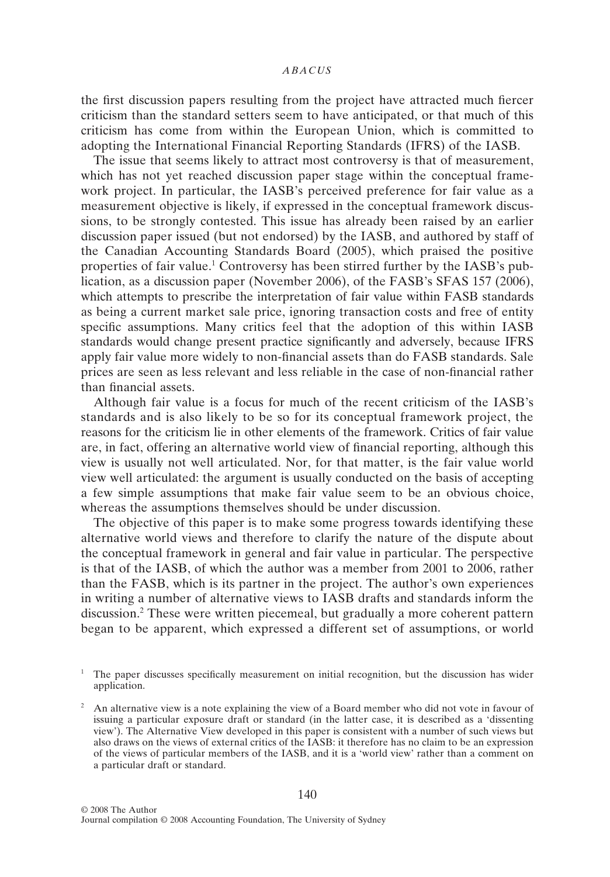the first discussion papers resulting from the project have attracted much fiercer criticism than the standard setters seem to have anticipated, or that much of this criticism has come from within the European Union, which is committed to adopting the International Financial Reporting Standards (IFRS) of the IASB.

The issue that seems likely to attract most controversy is that of measurement, which has not yet reached discussion paper stage within the conceptual framework project. In particular, the IASB's perceived preference for fair value as a measurement objective is likely, if expressed in the conceptual framework discussions, to be strongly contested. This issue has already been raised by an earlier discussion paper issued (but not endorsed) by the IASB, and authored by staff of the Canadian Accounting Standards Board (2005), which praised the positive properties of fair value.[1] Controversy has been stirred further by the IASB's publication, as a discussion paper (November 2006), of the FASB's SFAS 157 (2006), which attempts to prescribe the interpretation of fair value within FASB standards as being a current market sale price, ignoring transaction costs and free of entity specific assumptions. Many critics feel that the adoption of this within IASB standards would change present practice significantly and adversely, because IFRS apply fair value more widely to non-financial assets than do FASB standards. Sale prices are seen as less relevant and less reliable in the case of non-financial rather than financial assets.

Although fair value is a focus for much of the recent criticism of the IASB's standards and is also likely to be so for its conceptual framework project, the reasons for the criticism lie in other elements of the framework. Critics of fair value are, in fact, offering an alternative world view of financial reporting, although this view is usually not well articulated. Nor, for that matter, is the fair value world view well articulated: the argument is usually conducted on the basis of accepting a few simple assumptions that make fair value seem to be an obvious choice, whereas the assumptions themselves should be under discussion.

The objective of this paper is to make some progress towards identifying these alternative world views and therefore to clarify the nature of the dispute about the conceptual framework in general and fair value in particular. The perspective is that of the IASB, of which the author was a member from 2001 to 2006, rather than the FASB, which is its partner in the project. The author's own experiences in writing a number of alternative views to IASB drafts and standards inform the discussion.[2] These were written piecemeal, but gradually a more coherent pattern began to be apparent, which expressed a different set of assumptions, or world

[1] The paper discusses specifically measurement on initial recognition, but the discussion has wider application.

[2] An alternative view is a note explaining the view of a Board member who did not vote in favour of issuing a particular exposure draft or standard (in the latter case, it is described as a 'dissenting view'). The Alternative View developed in this paper is consistent with a number of such views but also draws on the views of external critics of the IASB: it therefore has no claim to be an expression of the views of particular members of the IASB, and it is a 'world view' rather than a comment on a particular draft or standard.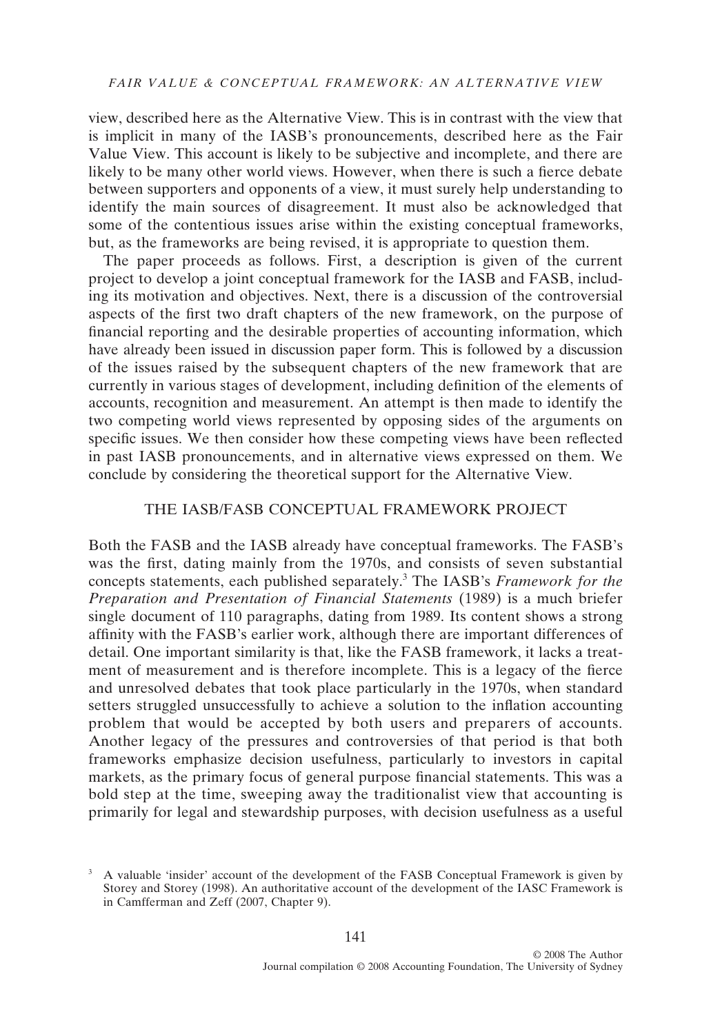view, described here as the Alternative View. This is in contrast with the view that is implicit in many of the IASB's pronouncements, described here as the Fair Value View. This account is likely to be subjective and incomplete, and there are likely to be many other world views. However, when there is such a fierce debate between supporters and opponents of a view, it must surely help understanding to identify the main sources of disagreement. It must also be acknowledged that some of the contentious issues arise within the existing conceptual frameworks, but, as the frameworks are being revised, it is appropriate to question them.

The paper proceeds as follows. First, a description is given of the current project to develop a joint conceptual framework for the IASB and FASB, including its motivation and objectives. Next, there is a discussion of the controversial aspects of the first two draft chapters of the new framework, on the purpose of financial reporting and the desirable properties of accounting information, which have already been issued in discussion paper form. This is followed by a discussion of the issues raised by the subsequent chapters of the new framework that are currently in various stages of development, including definition of the elements of accounts, recognition and measurement. An attempt is then made to identify the two competing world views represented by opposing sides of the arguments on specific issues. We then consider how these competing views have been reflected in past IASB pronouncements, and in alternative views expressed on them. We conclude by considering the theoretical support for the Alternative View.

## THE IASB/FASB CONCEPTUAL FRAMEWORK PROJECT

Both the FASB and the IASB already have conceptual frameworks. The FASB's was the first, dating mainly from the 1970s, and consists of seven substantial concepts statements, each published separately.[3] The IASB's *Framework for the Preparation and Presentation of Financial Statements* (1989) is a much briefer single document of 110 paragraphs, dating from 1989. Its content shows a strong affinity with the FASB's earlier work, although there are important differences of detail. One important similarity is that, like the FASB framework, it lacks a treatment of measurement and is therefore incomplete. This is a legacy of the fierce and unresolved debates that took place particularly in the 1970s, when standard setters struggled unsuccessfully to achieve a solution to the inflation accounting problem that would be accepted by both users and preparers of accounts. Another legacy of the pressures and controversies of that period is that both frameworks emphasize decision usefulness, particularly to investors in capital markets, as the primary focus of general purpose financial statements. This was a bold step at the time, sweeping away the traditionalist view that accounting is primarily for legal and stewardship purposes, with decision usefulness as a useful

[3] A valuable 'insider' account of the development of the FASB Conceptual Framework is given by Storey and Storey (1998). An authoritative account of the development of the IASC Framework is in Camfferman and Zeff (2007, Chapter 9).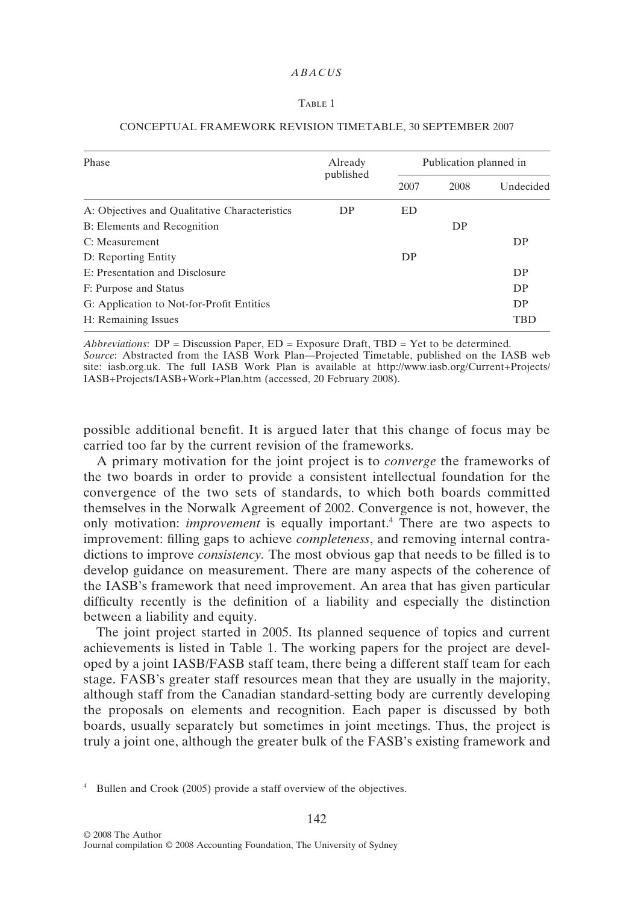Table 1

CONCEPTUAL FRAMEWORK REVISION TIMETABLE, 30 SEPTEMBER 2007

| Phase | Already published | Publication planned in | | |
|---|---|---|---|---|
| | | 2007 | 2008 | Undecided |
| A: Objectives and Qualitative Characteristics | DP | ED | | |
| B: Elements and Recognition | | | DP | |
| C: Measurement | | | | DP |
| D: Reporting Entity | | DP | | |
| E: Presentation and Disclosure | | | | DP |
| F: Purpose and Status | | | | DP |
| G: Application to Not-for-Profit Entities | | | | DP |
| H: Remaining Issues | | | | TBD |

*Abbreviations*: DP = Discussion Paper, ED = Exposure Draft, TBD = Yet to be determined.
*Source*: Abstracted from the IASB Work Plan—Projected Timetable, published on the IASB web site: iasb.org.uk. The full IASB Work Plan is available at http://www.iasb.org/Current+Projects/IASB+Projects/IASB+Work+Plan.htm (accessed, 20 February 2008).

possible additional benefit. It is argued later that this change of focus may be carried too far by the current revision of the frameworks.

A primary motivation for the joint project is to *converge* the frameworks of the two boards in order to provide a consistent intellectual foundation for the convergence of the two sets of standards, to which both boards committed themselves in the Norwalk Agreement of 2002. Convergence is not, however, the only motivation: *improvement* is equally important.[4] There are two aspects to improvement: filling gaps to achieve *completeness*, and removing internal contradictions to improve *consistency*. The most obvious gap that needs to be filled is to develop guidance on measurement. There are many aspects of the coherence of the IASB's framework that need improvement. An area that has given particular difficulty recently is the definition of a liability and especially the distinction between a liability and equity.

The joint project started in 2005. Its planned sequence of topics and current achievements is listed in Table 1. The working papers for the project are developed by a joint IASB/FASB staff team, there being a different staff team for each stage. FASB's greater staff resources mean that they are usually in the majority, although staff from the Canadian standard-setting body are currently developing the proposals on elements and recognition. Each paper is discussed by both boards, usually separately but sometimes in joint meetings. Thus, the project is truly a joint one, although the greater bulk of the FASB's existing framework and

[4] Bullen and Crook (2005) provide a staff overview of the objectives.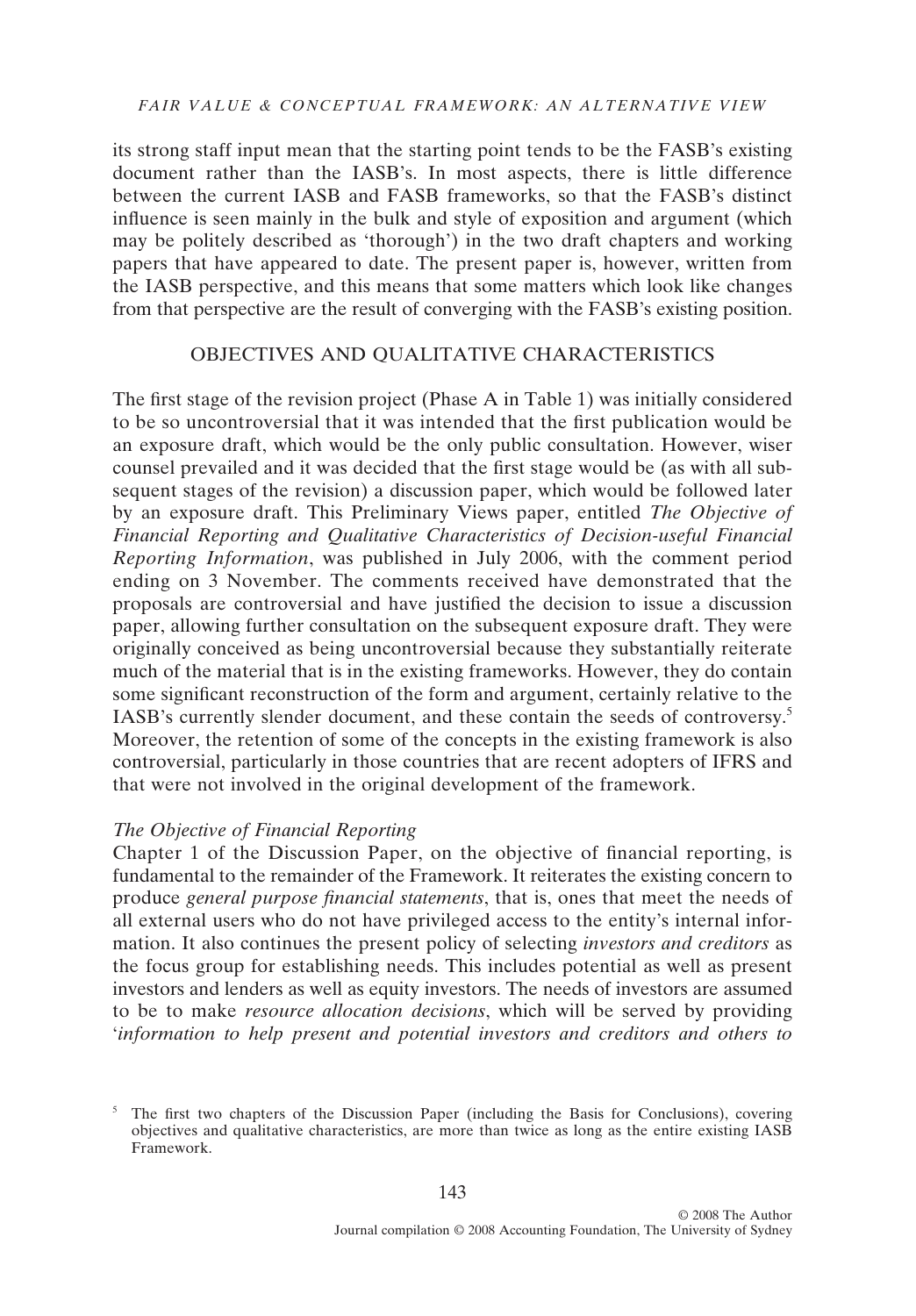its strong staff input mean that the starting point tends to be the FASB's existing document rather than the IASB's. In most aspects, there is little difference between the current IASB and FASB frameworks, so that the FASB's distinct influence is seen mainly in the bulk and style of exposition and argument (which may be politely described as 'thorough') in the two draft chapters and working papers that have appeared to date. The present paper is, however, written from the IASB perspective, and this means that some matters which look like changes from that perspective are the result of converging with the FASB's existing position.

## OBJECTIVES AND QUALITATIVE CHARACTERISTICS

The first stage of the revision project (Phase A in Table 1) was initially considered to be so uncontroversial that it was intended that the first publication would be an exposure draft, which would be the only public consultation. However, wiser counsel prevailed and it was decided that the first stage would be (as with all subsequent stages of the revision) a discussion paper, which would be followed later by an exposure draft. This Preliminary Views paper, entitled *The Objective of Financial Reporting and Qualitative Characteristics of Decision-useful Financial Reporting Information*, was published in July 2006, with the comment period ending on 3 November. The comments received have demonstrated that the proposals are controversial and have justified the decision to issue a discussion paper, allowing further consultation on the subsequent exposure draft. They were originally conceived as being uncontroversial because they substantially reiterate much of the material that is in the existing frameworks. However, they do contain some significant reconstruction of the form and argument, certainly relative to the IASB's currently slender document, and these contain the seeds of controversy.[5] Moreover, the retention of some of the concepts in the existing framework is also controversial, particularly in those countries that are recent adopters of IFRS and that were not involved in the original development of the framework.

### *The Objective of Financial Reporting*

Chapter 1 of the Discussion Paper, on the objective of financial reporting, is fundamental to the remainder of the Framework. It reiterates the existing concern to produce *general purpose financial statements*, that is, ones that meet the needs of all external users who do not have privileged access to the entity's internal information. It also continues the present policy of selecting *investors and creditors* as the focus group for establishing needs. This includes potential as well as present investors and lenders as well as equity investors. The needs of investors are assumed to be to make *resource allocation decisions*, which will be served by providing '*information to help present and potential investors and creditors and others to*

[5] The first two chapters of the Discussion Paper (including the Basis for Conclusions), covering objectives and qualitative characteristics, are more than twice as long as the entire existing IASB Framework.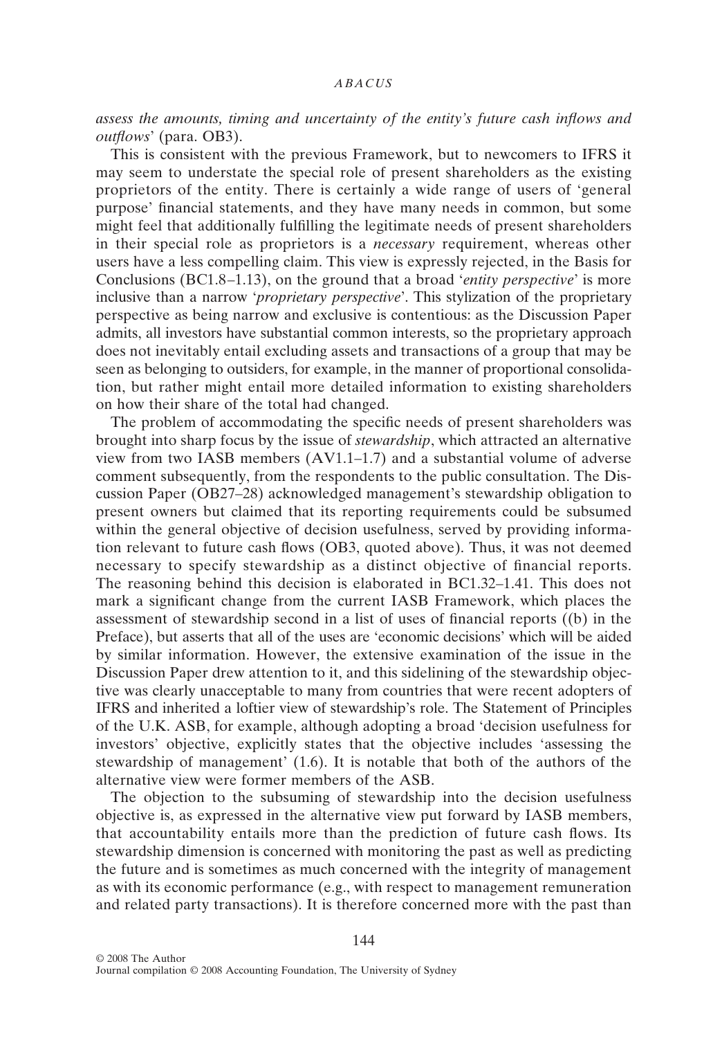*assess the amounts, timing and uncertainty of the entity's future cash inflows and outflows*' (para. OB3).

This is consistent with the previous Framework, but to newcomers to IFRS it may seem to understate the special role of present shareholders as the existing proprietors of the entity. There is certainly a wide range of users of 'general purpose' financial statements, and they have many needs in common, but some might feel that additionally fulfilling the legitimate needs of present shareholders in their special role as proprietors is a *necessary* requirement, whereas other users have a less compelling claim. This view is expressly rejected, in the Basis for Conclusions (BC1.8–1.13), on the ground that a broad '*entity perspective*' is more inclusive than a narrow '*proprietary perspective*'. This stylization of the proprietary perspective as being narrow and exclusive is contentious: as the Discussion Paper admits, all investors have substantial common interests, so the proprietary approach does not inevitably entail excluding assets and transactions of a group that may be seen as belonging to outsiders, for example, in the manner of proportional consolidation, but rather might entail more detailed information to existing shareholders on how their share of the total had changed.

The problem of accommodating the specific needs of present shareholders was brought into sharp focus by the issue of *stewardship*, which attracted an alternative view from two IASB members (AV1.1–1.7) and a substantial volume of adverse comment subsequently, from the respondents to the public consultation. The Discussion Paper (OB27–28) acknowledged management's stewardship obligation to present owners but claimed that its reporting requirements could be subsumed within the general objective of decision usefulness, served by providing information relevant to future cash flows (OB3, quoted above). Thus, it was not deemed necessary to specify stewardship as a distinct objective of financial reports. The reasoning behind this decision is elaborated in BC1.32–1.41. This does not mark a significant change from the current IASB Framework, which places the assessment of stewardship second in a list of uses of financial reports ((b) in the Preface), but asserts that all of the uses are 'economic decisions' which will be aided by similar information. However, the extensive examination of the issue in the Discussion Paper drew attention to it, and this sidelining of the stewardship objective was clearly unacceptable to many from countries that were recent adopters of IFRS and inherited a loftier view of stewardship's role. The Statement of Principles of the U.K. ASB, for example, although adopting a broad 'decision usefulness for investors' objective, explicitly states that the objective includes 'assessing the stewardship of management' (1.6). It is notable that both of the authors of the alternative view were former members of the ASB.

The objection to the subsuming of stewardship into the decision usefulness objective is, as expressed in the alternative view put forward by IASB members, that accountability entails more than the prediction of future cash flows. Its stewardship dimension is concerned with monitoring the past as well as predicting the future and is sometimes as much concerned with the integrity of management as with its economic performance (e.g., with respect to management remuneration and related party transactions). It is therefore concerned more with the past than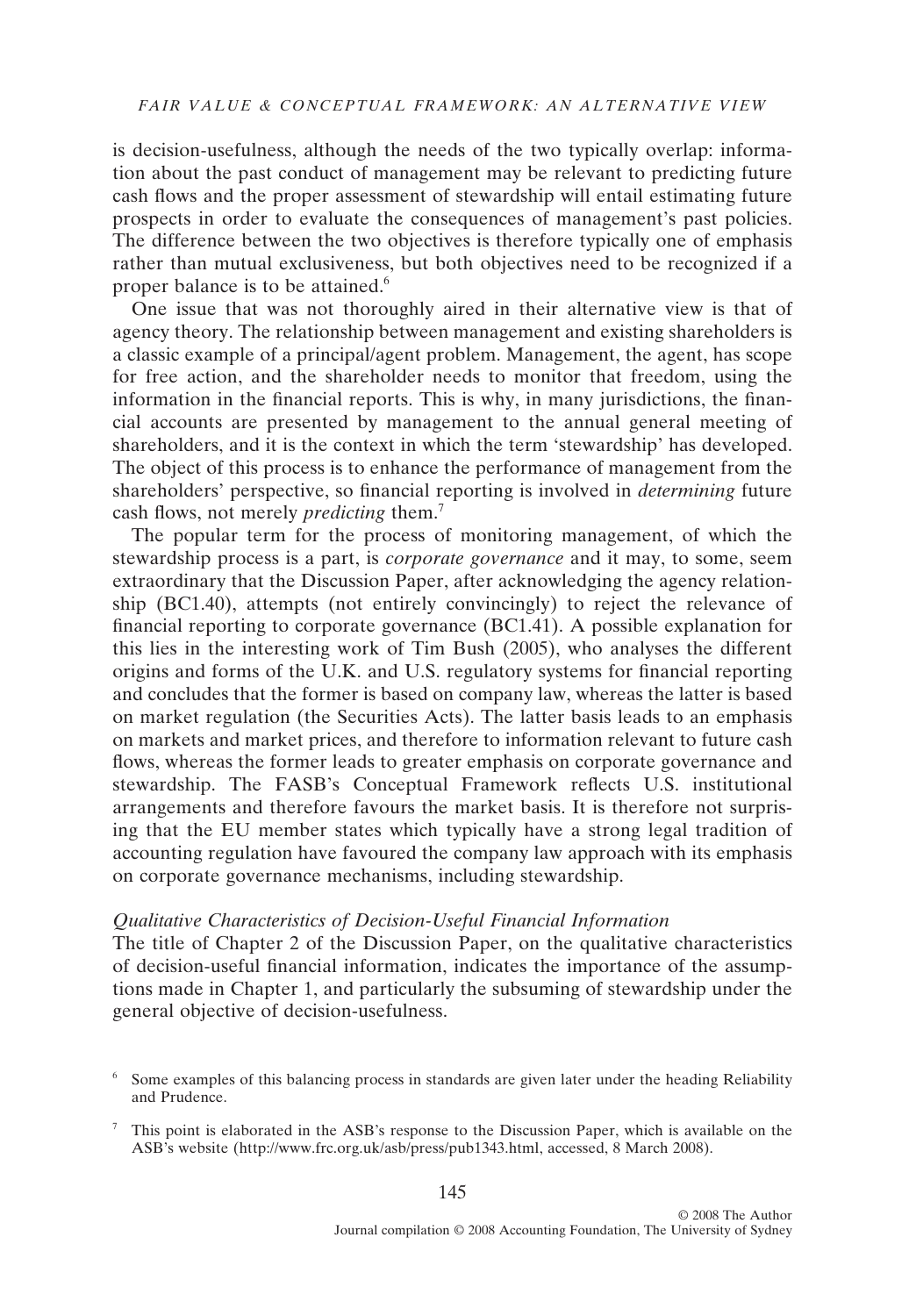is decision-usefulness, although the needs of the two typically overlap: information about the past conduct of management may be relevant to predicting future cash flows and the proper assessment of stewardship will entail estimating future prospects in order to evaluate the consequences of management's past policies. The difference between the two objectives is therefore typically one of emphasis rather than mutual exclusiveness, but both objectives need to be recognized if a proper balance is to be attained.[6]

One issue that was not thoroughly aired in their alternative view is that of agency theory. The relationship between management and existing shareholders is a classic example of a principal/agent problem. Management, the agent, has scope for free action, and the shareholder needs to monitor that freedom, using the information in the financial reports. This is why, in many jurisdictions, the financial accounts are presented by management to the annual general meeting of shareholders, and it is the context in which the term 'stewardship' has developed. The object of this process is to enhance the performance of management from the shareholders' perspective, so financial reporting is involved in *determining* future cash flows, not merely *predicting* them.[7]

The popular term for the process of monitoring management, of which the stewardship process is a part, is *corporate governance* and it may, to some, seem extraordinary that the Discussion Paper, after acknowledging the agency relationship (BC1.40), attempts (not entirely convincingly) to reject the relevance of financial reporting to corporate governance (BC1.41). A possible explanation for this lies in the interesting work of Tim Bush (2005), who analyses the different origins and forms of the U.K. and U.S. regulatory systems for financial reporting and concludes that the former is based on company law, whereas the latter is based on market regulation (the Securities Acts). The latter basis leads to an emphasis on markets and market prices, and therefore to information relevant to future cash flows, whereas the former leads to greater emphasis on corporate governance and stewardship. The FASB's Conceptual Framework reflects U.S. institutional arrangements and therefore favours the market basis. It is therefore not surprising that the EU member states which typically have a strong legal tradition of accounting regulation have favoured the company law approach with its emphasis on corporate governance mechanisms, including stewardship.

*Qualitative Characteristics of Decision-Useful Financial Information*

The title of Chapter 2 of the Discussion Paper, on the qualitative characteristics of decision-useful financial information, indicates the importance of the assumptions made in Chapter 1, and particularly the subsuming of stewardship under the general objective of decision-usefulness.

[6] Some examples of this balancing process in standards are given later under the heading Reliability and Prudence.

[7] This point is elaborated in the ASB's response to the Discussion Paper, which is available on the ASB's website (http://www.frc.org.uk/asb/press/pub1343.html, accessed, 8 March 2008).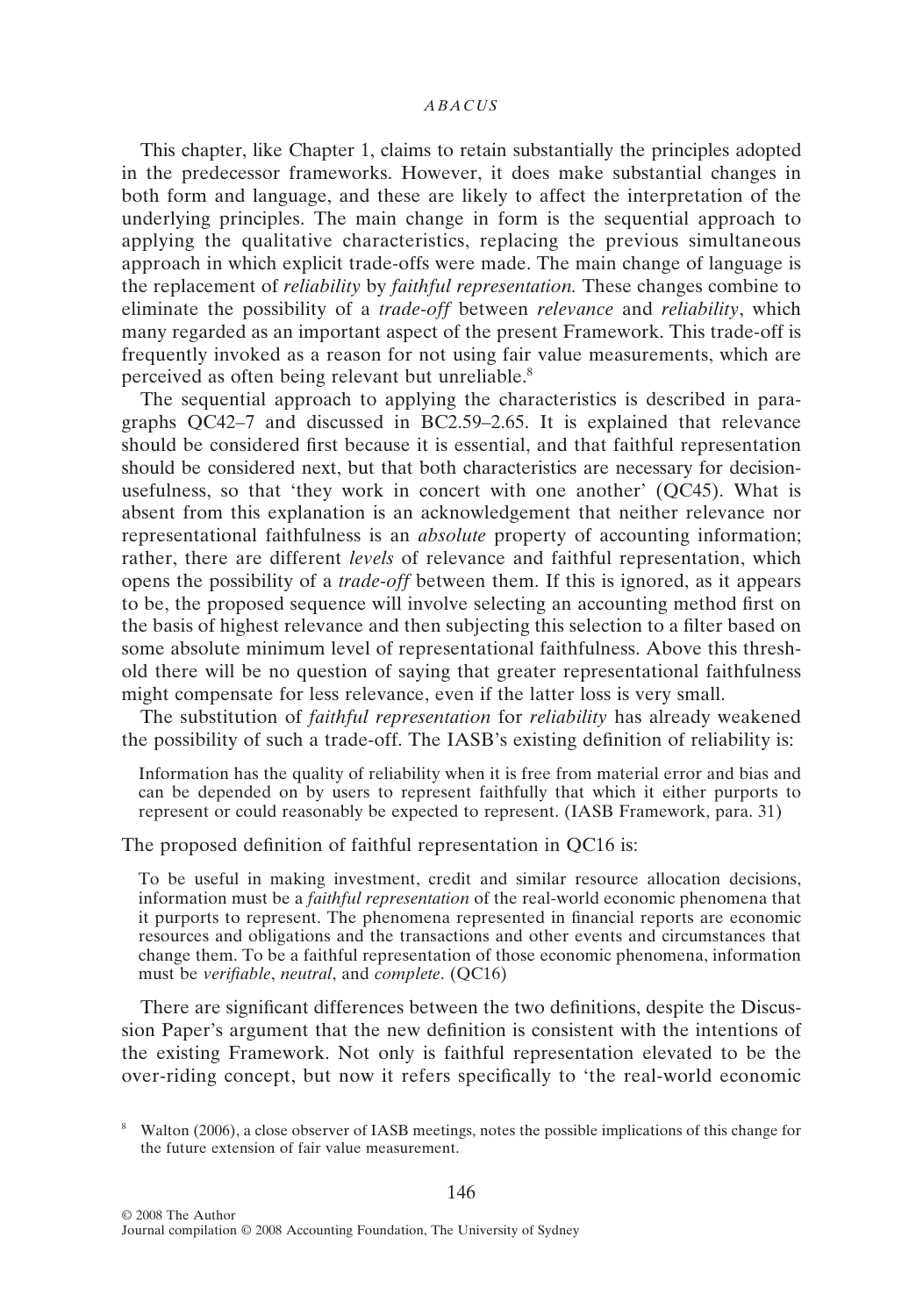This chapter, like Chapter 1, claims to retain substantially the principles adopted in the predecessor frameworks. However, it does make substantial changes in both form and language, and these are likely to affect the interpretation of the underlying principles. The main change in form is the sequential approach to applying the qualitative characteristics, replacing the previous simultaneous approach in which explicit trade-offs were made. The main change of language is the replacement of *reliability* by *faithful representation.* These changes combine to eliminate the possibility of a *trade-off* between *relevance* and *reliability*, which many regarded as an important aspect of the present Framework. This trade-off is frequently invoked as a reason for not using fair value measurements, which are perceived as often being relevant but unreliable.[8]

The sequential approach to applying the characteristics is described in paragraphs QC42–7 and discussed in BC2.59–2.65. It is explained that relevance should be considered first because it is essential, and that faithful representation should be considered next, but that both characteristics are necessary for decision-usefulness, so that 'they work in concert with one another' (QC45). What is absent from this explanation is an acknowledgement that neither relevance nor representational faithfulness is an *absolute* property of accounting information; rather, there are different *levels* of relevance and faithful representation, which opens the possibility of a *trade-off* between them. If this is ignored, as it appears to be, the proposed sequence will involve selecting an accounting method first on the basis of highest relevance and then subjecting this selection to a filter based on some absolute minimum level of representational faithfulness. Above this threshold there will be no question of saying that greater representational faithfulness might compensate for less relevance, even if the latter loss is very small.

The substitution of *faithful representation* for *reliability* has already weakened the possibility of such a trade-off. The IASB's existing definition of reliability is:

> Information has the quality of reliability when it is free from material error and bias and can be depended on by users to represent faithfully that which it either purports to represent or could reasonably be expected to represent. (IASB Framework, para. 31)

The proposed definition of faithful representation in QC16 is:

> To be useful in making investment, credit and similar resource allocation decisions, information must be a *faithful representation* of the real-world economic phenomena that it purports to represent. The phenomena represented in financial reports are economic resources and obligations and the transactions and other events and circumstances that change them. To be a faithful representation of those economic phenomena, information must be *verifiable*, *neutral*, and *complete*. (QC16)

There are significant differences between the two definitions, despite the Discussion Paper's argument that the new definition is consistent with the intentions of the existing Framework. Not only is faithful representation elevated to be the over-riding concept, but now it refers specifically to 'the real-world economic

[8] Walton (2006), a close observer of IASB meetings, notes the possible implications of this change for the future extension of fair value measurement.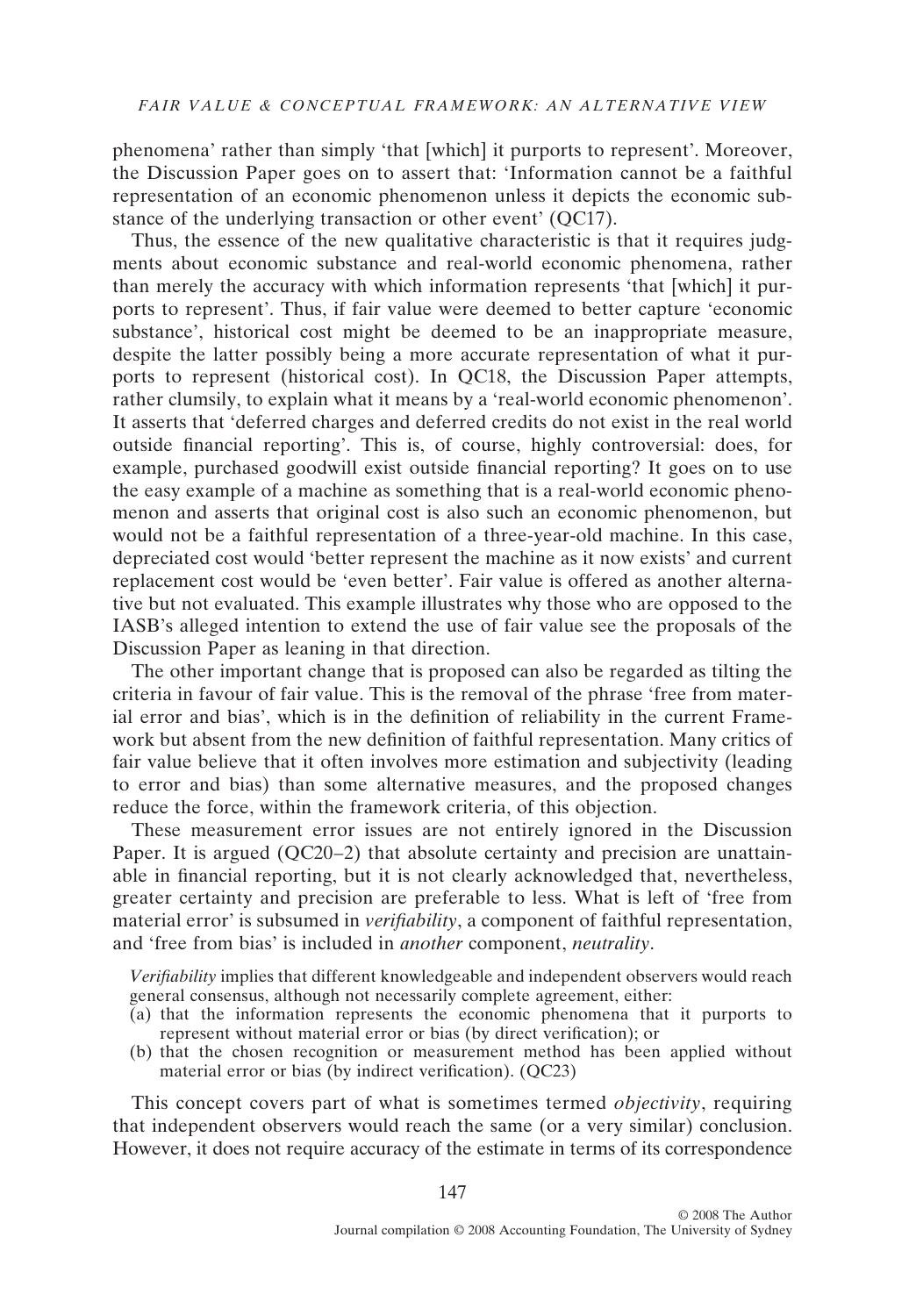phenomena' rather than simply 'that [which] it purports to represent'. Moreover, the Discussion Paper goes on to assert that: 'Information cannot be a faithful representation of an economic phenomenon unless it depicts the economic substance of the underlying transaction or other event' (QC17).

Thus, the essence of the new qualitative characteristic is that it requires judgments about economic substance and real-world economic phenomena, rather than merely the accuracy with which information represents 'that [which] it purports to represent'. Thus, if fair value were deemed to better capture 'economic substance', historical cost might be deemed to be an inappropriate measure, despite the latter possibly being a more accurate representation of what it purports to represent (historical cost). In QC18, the Discussion Paper attempts, rather clumsily, to explain what it means by a 'real-world economic phenomenon'. It asserts that 'deferred charges and deferred credits do not exist in the real world outside financial reporting'. This is, of course, highly controversial: does, for example, purchased goodwill exist outside financial reporting? It goes on to use the easy example of a machine as something that is a real-world economic phenomenon and asserts that original cost is also such an economic phenomenon, but would not be a faithful representation of a three-year-old machine. In this case, depreciated cost would 'better represent the machine as it now exists' and current replacement cost would be 'even better'. Fair value is offered as another alternative but not evaluated. This example illustrates why those who are opposed to the IASB's alleged intention to extend the use of fair value see the proposals of the Discussion Paper as leaning in that direction.

The other important change that is proposed can also be regarded as tilting the criteria in favour of fair value. This is the removal of the phrase 'free from material error and bias', which is in the definition of reliability in the current Framework but absent from the new definition of faithful representation. Many critics of fair value believe that it often involves more estimation and subjectivity (leading to error and bias) than some alternative measures, and the proposed changes reduce the force, within the framework criteria, of this objection.

These measurement error issues are not entirely ignored in the Discussion Paper. It is argued (QC20–2) that absolute certainty and precision are unattainable in financial reporting, but it is not clearly acknowledged that, nevertheless, greater certainty and precision are preferable to less. What is left of 'free from material error' is subsumed in *verifiability*, a component of faithful representation, and 'free from bias' is included in *another* component, *neutrality*.

> *Verifiability* implies that different knowledgeable and independent observers would reach general consensus, although not necessarily complete agreement, either:
> (a) that the information represents the economic phenomena that it purports to represent without material error or bias (by direct verification); or
> (b) that the chosen recognition or measurement method has been applied without material error or bias (by indirect verification). (QC23)

This concept covers part of what is sometimes termed *objectivity*, requiring that independent observers would reach the same (or a very similar) conclusion. However, it does not require accuracy of the estimate in terms of its correspondence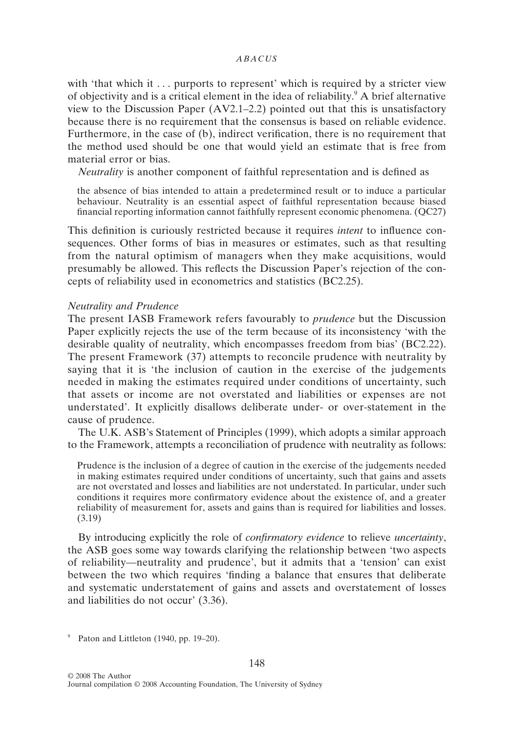with 'that which it . . . purports to represent' which is required by a stricter view of objectivity and is a critical element in the idea of reliability.[9] A brief alternative view to the Discussion Paper (AV2.1–2.2) pointed out that this is unsatisfactory because there is no requirement that the consensus is based on reliable evidence. Furthermore, in the case of (b), indirect verification, there is no requirement that the method used should be one that would yield an estimate that is free from material error or bias.

*Neutrality* is another component of faithful representation and is defined as

> the absence of bias intended to attain a predetermined result or to induce a particular behaviour. Neutrality is an essential aspect of faithful representation because biased financial reporting information cannot faithfully represent economic phenomena. (QC27)

This definition is curiously restricted because it requires *intent* to influence consequences. Other forms of bias in measures or estimates, such as that resulting from the natural optimism of managers when they make acquisitions, would presumably be allowed. This reflects the Discussion Paper's rejection of the concepts of reliability used in econometrics and statistics (BC2.25).

### *Neutrality and Prudence*

The present IASB Framework refers favourably to *prudence* but the Discussion Paper explicitly rejects the use of the term because of its inconsistency 'with the desirable quality of neutrality, which encompasses freedom from bias' (BC2.22). The present Framework (37) attempts to reconcile prudence with neutrality by saying that it is 'the inclusion of caution in the exercise of the judgements needed in making the estimates required under conditions of uncertainty, such that assets or income are not overstated and liabilities or expenses are not understated'. It explicitly disallows deliberate under- or over-statement in the cause of prudence.

The U.K. ASB's Statement of Principles (1999), which adopts a similar approach to the Framework, attempts a reconciliation of prudence with neutrality as follows:

> Prudence is the inclusion of a degree of caution in the exercise of the judgements needed in making estimates required under conditions of uncertainty, such that gains and assets are not overstated and losses and liabilities are not understated. In particular, under such conditions it requires more confirmatory evidence about the existence of, and a greater reliability of measurement for, assets and gains than is required for liabilities and losses. (3.19)

By introducing explicitly the role of *confirmatory evidence* to relieve *uncertainty*, the ASB goes some way towards clarifying the relationship between 'two aspects of reliability—neutrality and prudence', but it admits that a 'tension' can exist between the two which requires 'finding a balance that ensures that deliberate and systematic understatement of gains and assets and overstatement of losses and liabilities do not occur' (3.36).

[9] Paton and Littleton (1940, pp. 19–20).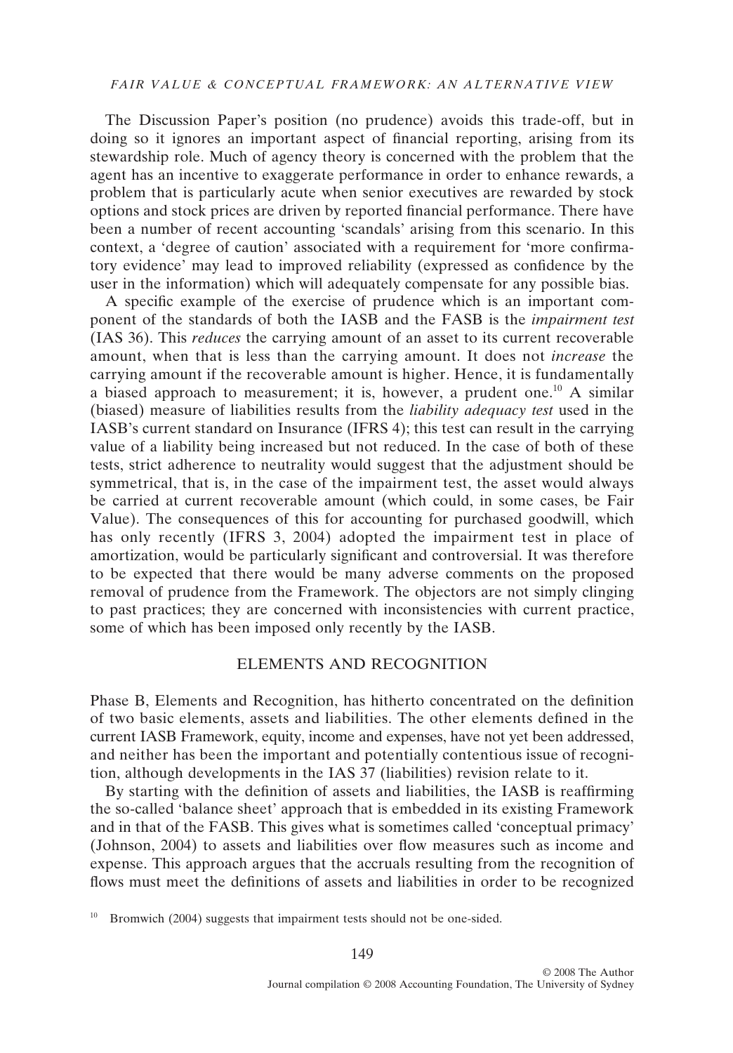The Discussion Paper's position (no prudence) avoids this trade-off, but in doing so it ignores an important aspect of financial reporting, arising from its stewardship role. Much of agency theory is concerned with the problem that the agent has an incentive to exaggerate performance in order to enhance rewards, a problem that is particularly acute when senior executives are rewarded by stock options and stock prices are driven by reported financial performance. There have been a number of recent accounting 'scandals' arising from this scenario. In this context, a 'degree of caution' associated with a requirement for 'more confirmatory evidence' may lead to improved reliability (expressed as confidence by the user in the information) which will adequately compensate for any possible bias.

A specific example of the exercise of prudence which is an important component of the standards of both the IASB and the FASB is the *impairment test* (IAS 36). This *reduces* the carrying amount of an asset to its current recoverable amount, when that is less than the carrying amount. It does not *increase* the carrying amount if the recoverable amount is higher. Hence, it is fundamentally a biased approach to measurement; it is, however, a prudent one.[10] A similar (biased) measure of liabilities results from the *liability adequacy test* used in the IASB's current standard on Insurance (IFRS 4); this test can result in the carrying value of a liability being increased but not reduced. In the case of both of these tests, strict adherence to neutrality would suggest that the adjustment should be symmetrical, that is, in the case of the impairment test, the asset would always be carried at current recoverable amount (which could, in some cases, be Fair Value). The consequences of this for accounting for purchased goodwill, which has only recently (IFRS 3, 2004) adopted the impairment test in place of amortization, would be particularly significant and controversial. It was therefore to be expected that there would be many adverse comments on the proposed removal of prudence from the Framework. The objectors are not simply clinging to past practices; they are concerned with inconsistencies with current practice, some of which has been imposed only recently by the IASB.

## ELEMENTS AND RECOGNITION

Phase B, Elements and Recognition, has hitherto concentrated on the definition of two basic elements, assets and liabilities. The other elements defined in the current IASB Framework, equity, income and expenses, have not yet been addressed, and neither has been the important and potentially contentious issue of recognition, although developments in the IAS 37 (liabilities) revision relate to it.

By starting with the definition of assets and liabilities, the IASB is reaffirming the so-called 'balance sheet' approach that is embedded in its existing Framework and in that of the FASB. This gives what is sometimes called 'conceptual primacy' (Johnson, 2004) to assets and liabilities over flow measures such as income and expense. This approach argues that the accruals resulting from the recognition of flows must meet the definitions of assets and liabilities in order to be recognized

[10] Bromwich (2004) suggests that impairment tests should not be one-sided.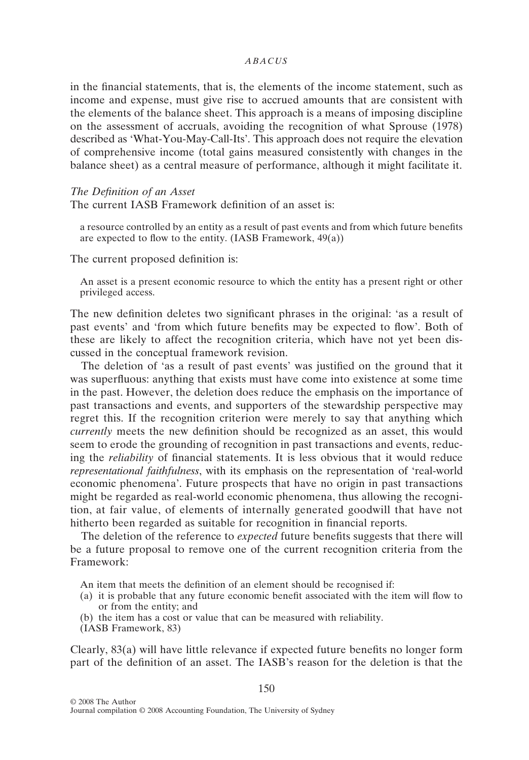in the financial statements, that is, the elements of the income statement, such as income and expense, must give rise to accrued amounts that are consistent with the elements of the balance sheet. This approach is a means of imposing discipline on the assessment of accruals, avoiding the recognition of what Sprouse (1978) described as 'What-You-May-Call-Its'. This approach does not require the elevation of comprehensive income (total gains measured consistently with changes in the balance sheet) as a central measure of performance, although it might facilitate it.

*The Definition of an Asset*

The current IASB Framework definition of an asset is:

> a resource controlled by an entity as a result of past events and from which future benefits are expected to flow to the entity. (IASB Framework, 49(a))

The current proposed definition is:

> An asset is a present economic resource to which the entity has a present right or other privileged access.

The new definition deletes two significant phrases in the original: 'as a result of past events' and 'from which future benefits may be expected to flow'. Both of these are likely to affect the recognition criteria, which have not yet been discussed in the conceptual framework revision.

The deletion of 'as a result of past events' was justified on the ground that it was superfluous: anything that exists must have come into existence at some time in the past. However, the deletion does reduce the emphasis on the importance of past transactions and events, and supporters of the stewardship perspective may regret this. If the recognition criterion were merely to say that anything which *currently* meets the new definition should be recognized as an asset, this would seem to erode the grounding of recognition in past transactions and events, reducing the *reliability* of financial statements. It is less obvious that it would reduce *representational faithfulness*, with its emphasis on the representation of 'real-world economic phenomena'. Future prospects that have no origin in past transactions might be regarded as real-world economic phenomena, thus allowing the recognition, at fair value, of elements of internally generated goodwill that have not hitherto been regarded as suitable for recognition in financial reports.

The deletion of the reference to *expected* future benefits suggests that there will be a future proposal to remove one of the current recognition criteria from the Framework:

> An item that meets the definition of an element should be recognised if:
> (a) it is probable that any future economic benefit associated with the item will flow to or from the entity; and
> (b) the item has a cost or value that can be measured with reliability.
> (IASB Framework, 83)

Clearly, 83(a) will have little relevance if expected future benefits no longer form part of the definition of an asset. The IASB's reason for the deletion is that the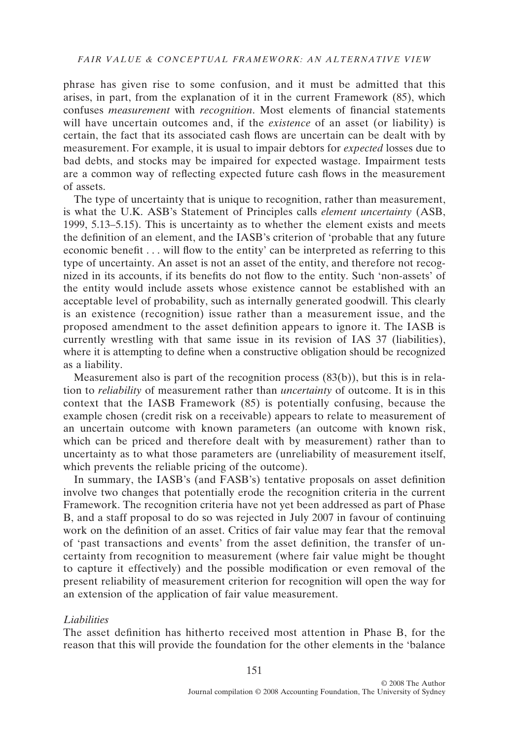phrase has given rise to some confusion, and it must be admitted that this arises, in part, from the explanation of it in the current Framework (85), which confuses *measurement* with *recognition*. Most elements of financial statements will have uncertain outcomes and, if the *existence* of an asset (or liability) is certain, the fact that its associated cash flows are uncertain can be dealt with by measurement. For example, it is usual to impair debtors for *expected* losses due to bad debts, and stocks may be impaired for expected wastage. Impairment tests are a common way of reflecting expected future cash flows in the measurement of assets.

The type of uncertainty that is unique to recognition, rather than measurement, is what the U.K. ASB's Statement of Principles calls *element uncertainty* (ASB, 1999, 5.13–5.15). This is uncertainty as to whether the element exists and meets the definition of an element, and the IASB's criterion of 'probable that any future economic benefit . . . will flow to the entity' can be interpreted as referring to this type of uncertainty. An asset is not an asset of the entity, and therefore not recognized in its accounts, if its benefits do not flow to the entity. Such 'non-assets' of the entity would include assets whose existence cannot be established with an acceptable level of probability, such as internally generated goodwill. This clearly is an existence (recognition) issue rather than a measurement issue, and the proposed amendment to the asset definition appears to ignore it. The IASB is currently wrestling with that same issue in its revision of IAS 37 (liabilities), where it is attempting to define when a constructive obligation should be recognized as a liability.

Measurement also is part of the recognition process (83(b)), but this is in relation to *reliability* of measurement rather than *uncertainty* of outcome. It is in this context that the IASB Framework (85) is potentially confusing, because the example chosen (credit risk on a receivable) appears to relate to measurement of an uncertain outcome with known parameters (an outcome with known risk, which can be priced and therefore dealt with by measurement) rather than to uncertainty as to what those parameters are (unreliability of measurement itself, which prevents the reliable pricing of the outcome).

In summary, the IASB's (and FASB's) tentative proposals on asset definition involve two changes that potentially erode the recognition criteria in the current Framework. The recognition criteria have not yet been addressed as part of Phase B, and a staff proposal to do so was rejected in July 2007 in favour of continuing work on the definition of an asset. Critics of fair value may fear that the removal of 'past transactions and events' from the asset definition, the transfer of uncertainty from recognition to measurement (where fair value might be thought to capture it effectively) and the possible modification or even removal of the present reliability of measurement criterion for recognition will open the way for an extension of the application of fair value measurement.

### *Liabilities*

The asset definition has hitherto received most attention in Phase B, for the reason that this will provide the foundation for the other elements in the 'balance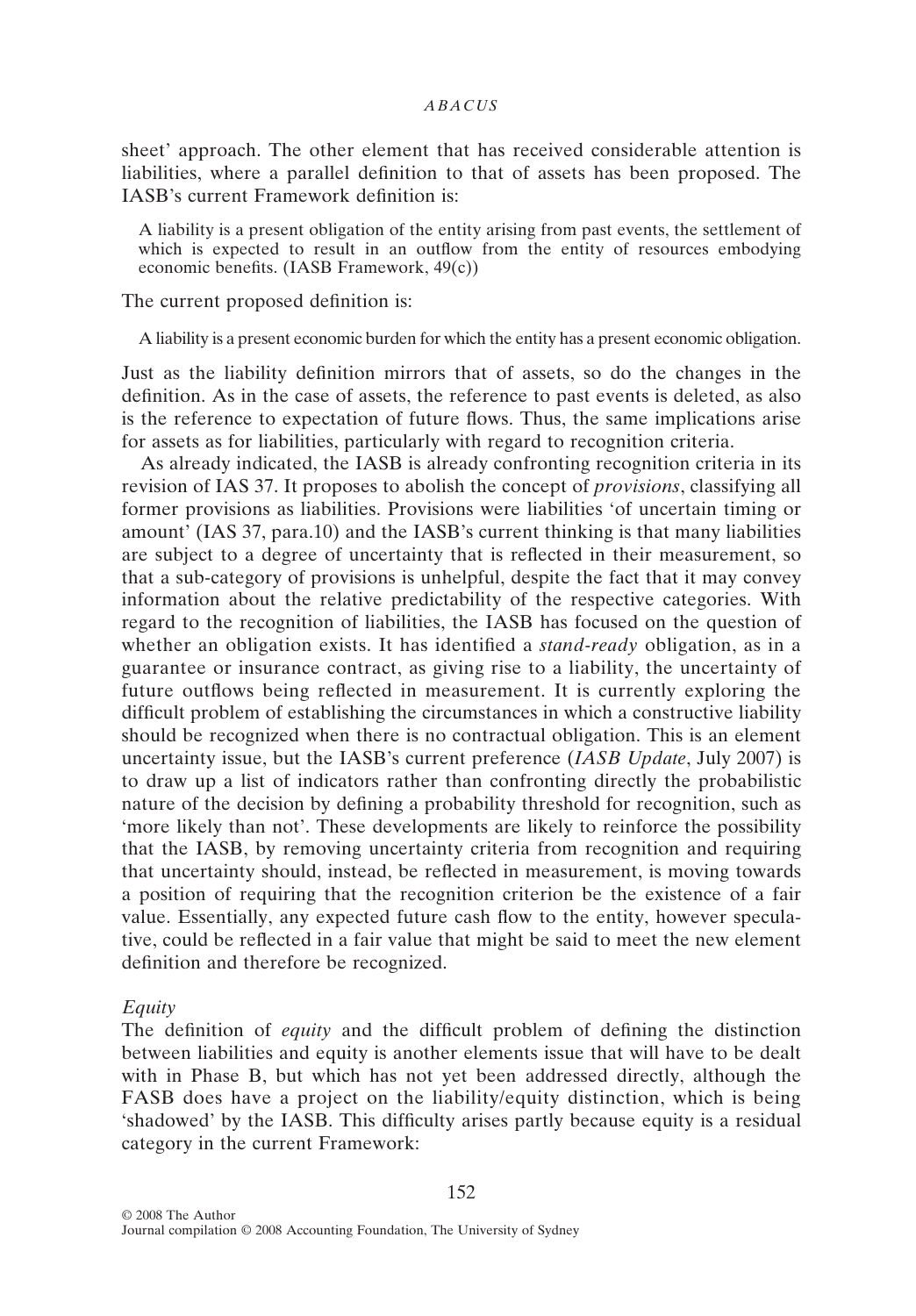sheet' approach. The other element that has received considerable attention is liabilities, where a parallel definition to that of assets has been proposed. The IASB's current Framework definition is:

> A liability is a present obligation of the entity arising from past events, the settlement of which is expected to result in an outflow from the entity of resources embodying economic benefits. (IASB Framework, 49(c))

The current proposed definition is:

> A liability is a present economic burden for which the entity has a present economic obligation.

Just as the liability definition mirrors that of assets, so do the changes in the definition. As in the case of assets, the reference to past events is deleted, as also is the reference to expectation of future flows. Thus, the same implications arise for assets as for liabilities, particularly with regard to recognition criteria.

As already indicated, the IASB is already confronting recognition criteria in its revision of IAS 37. It proposes to abolish the concept of *provisions*, classifying all former provisions as liabilities. Provisions were liabilities 'of uncertain timing or amount' (IAS 37, para.10) and the IASB's current thinking is that many liabilities are subject to a degree of uncertainty that is reflected in their measurement, so that a sub-category of provisions is unhelpful, despite the fact that it may convey information about the relative predictability of the respective categories. With regard to the recognition of liabilities, the IASB has focused on the question of whether an obligation exists. It has identified a *stand-ready* obligation, as in a guarantee or insurance contract, as giving rise to a liability, the uncertainty of future outflows being reflected in measurement. It is currently exploring the difficult problem of establishing the circumstances in which a constructive liability should be recognized when there is no contractual obligation. This is an element uncertainty issue, but the IASB's current preference (*IASB Update*, July 2007) is to draw up a list of indicators rather than confronting directly the probabilistic nature of the decision by defining a probability threshold for recognition, such as 'more likely than not'. These developments are likely to reinforce the possibility that the IASB, by removing uncertainty criteria from recognition and requiring that uncertainty should, instead, be reflected in measurement, is moving towards a position of requiring that the recognition criterion be the existence of a fair value. Essentially, any expected future cash flow to the entity, however speculative, could be reflected in a fair value that might be said to meet the new element definition and therefore be recognized.

*Equity*

The definition of *equity* and the difficult problem of defining the distinction between liabilities and equity is another elements issue that will have to be dealt with in Phase B, but which has not yet been addressed directly, although the FASB does have a project on the liability/equity distinction, which is being 'shadowed' by the IASB. This difficulty arises partly because equity is a residual category in the current Framework: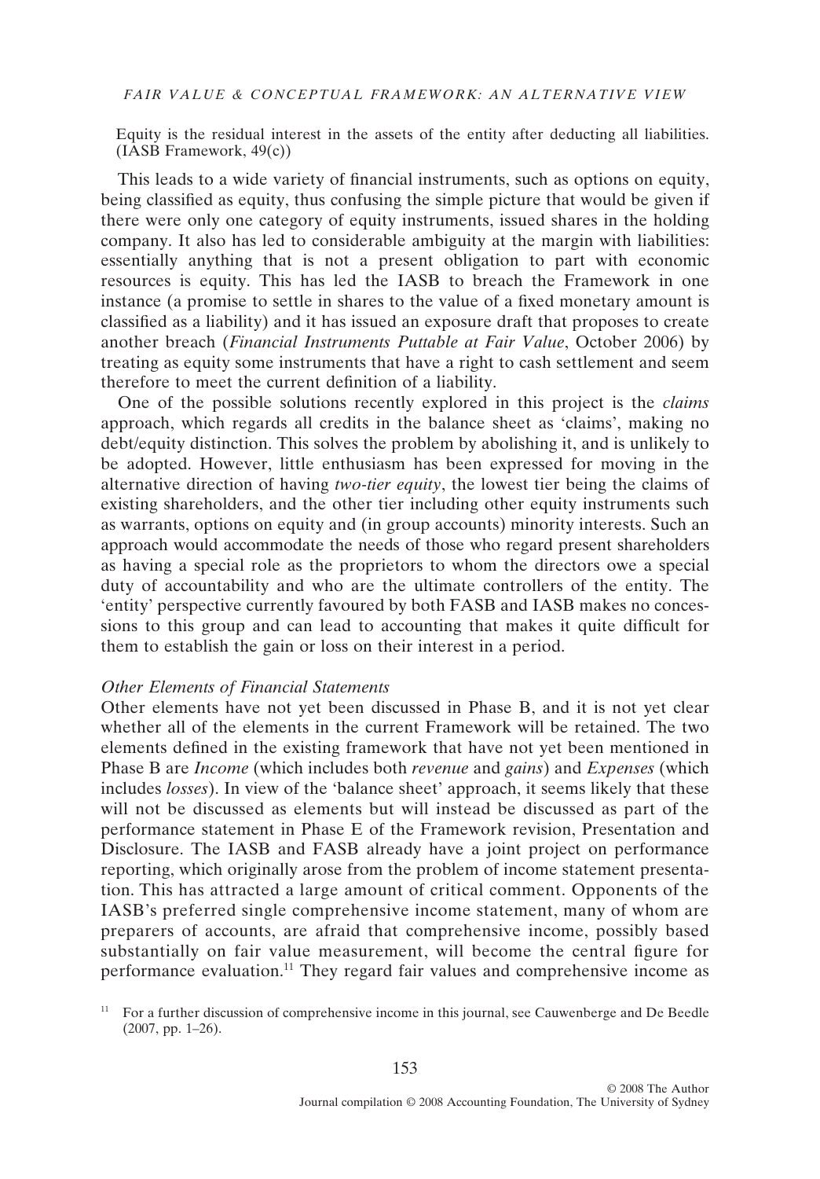Equity is the residual interest in the assets of the entity after deducting all liabilities. (IASB Framework, 49(c))

This leads to a wide variety of financial instruments, such as options on equity, being classified as equity, thus confusing the simple picture that would be given if there were only one category of equity instruments, issued shares in the holding company. It also has led to considerable ambiguity at the margin with liabilities: essentially anything that is not a present obligation to part with economic resources is equity. This has led the IASB to breach the Framework in one instance (a promise to settle in shares to the value of a fixed monetary amount is classified as a liability) and it has issued an exposure draft that proposes to create another breach (*Financial Instruments Puttable at Fair Value*, October 2006) by treating as equity some instruments that have a right to cash settlement and seem therefore to meet the current definition of a liability.

One of the possible solutions recently explored in this project is the *claims* approach, which regards all credits in the balance sheet as 'claims', making no debt/equity distinction. This solves the problem by abolishing it, and is unlikely to be adopted. However, little enthusiasm has been expressed for moving in the alternative direction of having *two-tier equity*, the lowest tier being the claims of existing shareholders, and the other tier including other equity instruments such as warrants, options on equity and (in group accounts) minority interests. Such an approach would accommodate the needs of those who regard present shareholders as having a special role as the proprietors to whom the directors owe a special duty of accountability and who are the ultimate controllers of the entity. The 'entity' perspective currently favoured by both FASB and IASB makes no concessions to this group and can lead to accounting that makes it quite difficult for them to establish the gain or loss on their interest in a period.

*Other Elements of Financial Statements*

Other elements have not yet been discussed in Phase B, and it is not yet clear whether all of the elements in the current Framework will be retained. The two elements defined in the existing framework that have not yet been mentioned in Phase B are *Income* (which includes both *revenue* and *gains*) and *Expenses* (which includes *losses*). In view of the 'balance sheet' approach, it seems likely that these will not be discussed as elements but will instead be discussed as part of the performance statement in Phase E of the Framework revision, Presentation and Disclosure. The IASB and FASB already have a joint project on performance reporting, which originally arose from the problem of income statement presentation. This has attracted a large amount of critical comment. Opponents of the IASB's preferred single comprehensive income statement, many of whom are preparers of accounts, are afraid that comprehensive income, possibly based substantially on fair value measurement, will become the central figure for performance evaluation.[11] They regard fair values and comprehensive income as

[11] For a further discussion of comprehensive income in this journal, see Cauwenberge and De Beedle (2007, pp. 1–26).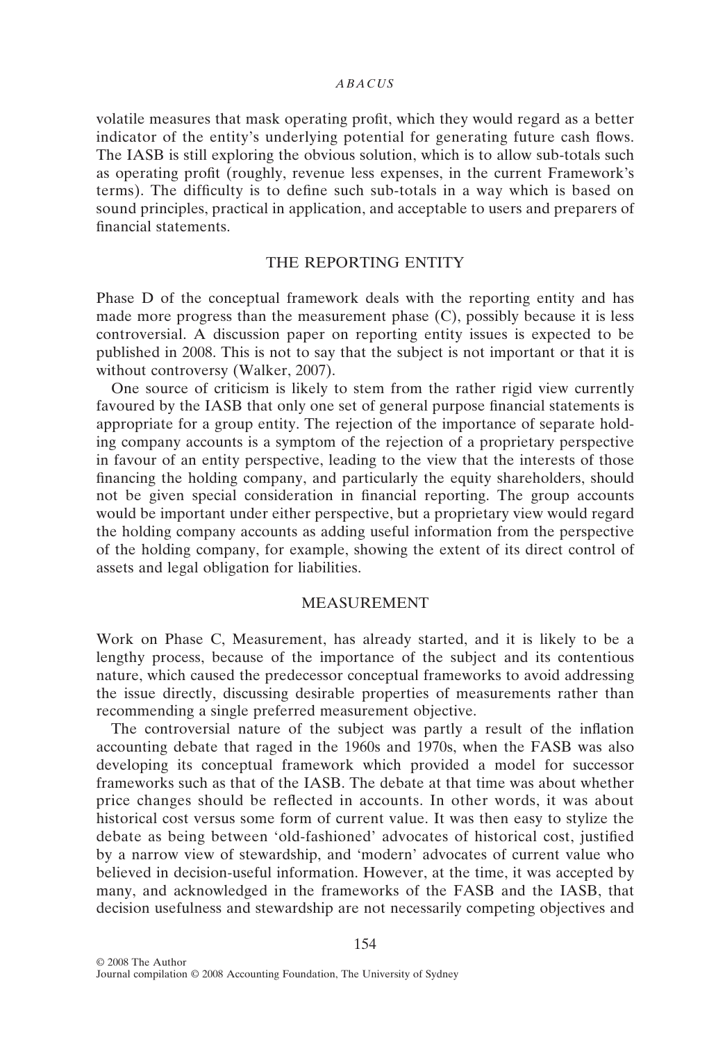volatile measures that mask operating profit, which they would regard as a better indicator of the entity's underlying potential for generating future cash flows. The IASB is still exploring the obvious solution, which is to allow sub-totals such as operating profit (roughly, revenue less expenses, in the current Framework's terms). The difficulty is to define such sub-totals in a way which is based on sound principles, practical in application, and acceptable to users and preparers of financial statements.

## THE REPORTING ENTITY

Phase D of the conceptual framework deals with the reporting entity and has made more progress than the measurement phase (C), possibly because it is less controversial. A discussion paper on reporting entity issues is expected to be published in 2008. This is not to say that the subject is not important or that it is without controversy (Walker, 2007).

One source of criticism is likely to stem from the rather rigid view currently favoured by the IASB that only one set of general purpose financial statements is appropriate for a group entity. The rejection of the importance of separate holding company accounts is a symptom of the rejection of a proprietary perspective in favour of an entity perspective, leading to the view that the interests of those financing the holding company, and particularly the equity shareholders, should not be given special consideration in financial reporting. The group accounts would be important under either perspective, but a proprietary view would regard the holding company accounts as adding useful information from the perspective of the holding company, for example, showing the extent of its direct control of assets and legal obligation for liabilities.

## MEASUREMENT

Work on Phase C, Measurement, has already started, and it is likely to be a lengthy process, because of the importance of the subject and its contentious nature, which caused the predecessor conceptual frameworks to avoid addressing the issue directly, discussing desirable properties of measurements rather than recommending a single preferred measurement objective.

The controversial nature of the subject was partly a result of the inflation accounting debate that raged in the 1960s and 1970s, when the FASB was also developing its conceptual framework which provided a model for successor frameworks such as that of the IASB. The debate at that time was about whether price changes should be reflected in accounts. In other words, it was about historical cost versus some form of current value. It was then easy to stylize the debate as being between 'old-fashioned' advocates of historical cost, justified by a narrow view of stewardship, and 'modern' advocates of current value who believed in decision-useful information. However, at the time, it was accepted by many, and acknowledged in the frameworks of the FASB and the IASB, that decision usefulness and stewardship are not necessarily competing objectives and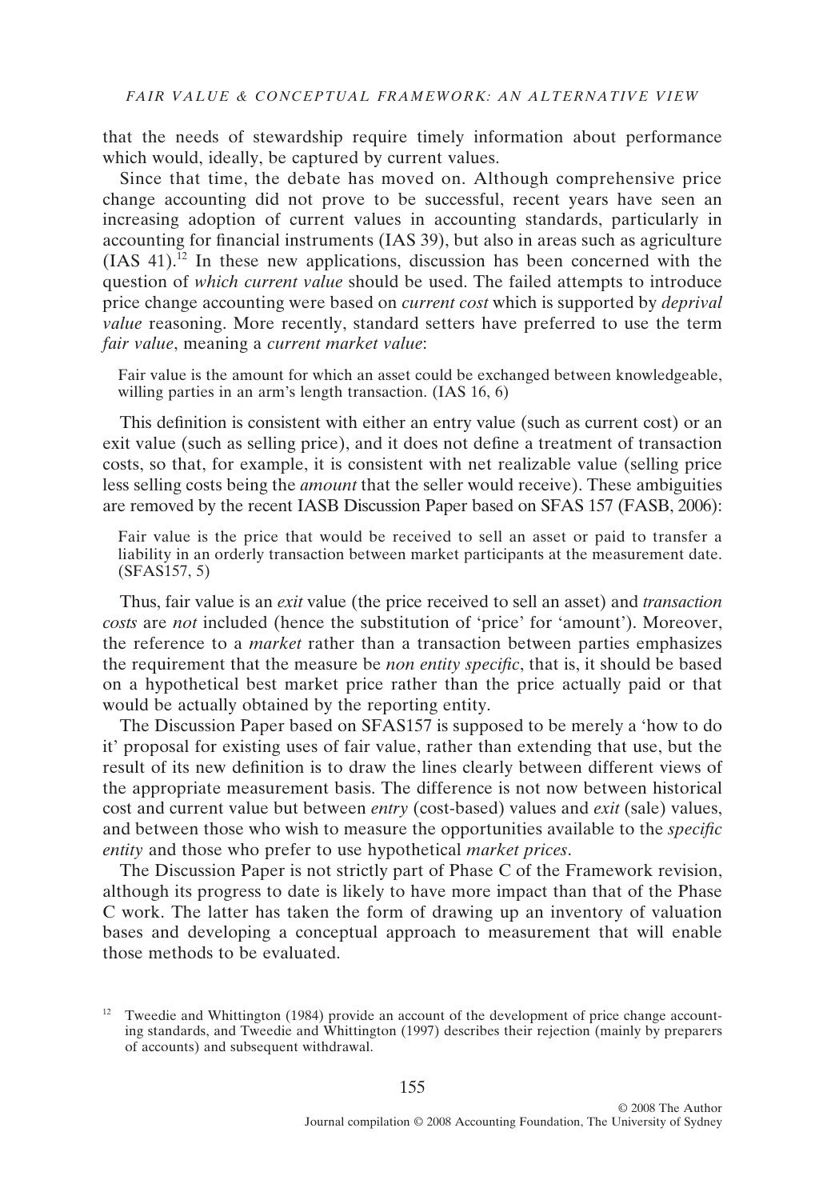that the needs of stewardship require timely information about performance which would, ideally, be captured by current values.

Since that time, the debate has moved on. Although comprehensive price change accounting did not prove to be successful, recent years have seen an increasing adoption of current values in accounting standards, particularly in accounting for financial instruments (IAS 39), but also in areas such as agriculture (IAS 41).[12] In these new applications, discussion has been concerned with the question of *which current value* should be used. The failed attempts to introduce price change accounting were based on *current cost* which is supported by *deprival value* reasoning. More recently, standard setters have preferred to use the term *fair value*, meaning a *current market value*:

> Fair value is the amount for which an asset could be exchanged between knowledgeable, willing parties in an arm's length transaction. (IAS 16, 6)

This definition is consistent with either an entry value (such as current cost) or an exit value (such as selling price), and it does not define a treatment of transaction costs, so that, for example, it is consistent with net realizable value (selling price less selling costs being the *amount* that the seller would receive). These ambiguities are removed by the recent IASB Discussion Paper based on SFAS 157 (FASB, 2006):

> Fair value is the price that would be received to sell an asset or paid to transfer a liability in an orderly transaction between market participants at the measurement date. (SFAS157, 5)

Thus, fair value is an *exit* value (the price received to sell an asset) and *transaction costs* are *not* included (hence the substitution of 'price' for 'amount'). Moreover, the reference to a *market* rather than a transaction between parties emphasizes the requirement that the measure be *non entity specific*, that is, it should be based on a hypothetical best market price rather than the price actually paid or that would be actually obtained by the reporting entity.

The Discussion Paper based on SFAS157 is supposed to be merely a 'how to do it' proposal for existing uses of fair value, rather than extending that use, but the result of its new definition is to draw the lines clearly between different views of the appropriate measurement basis. The difference is not now between historical cost and current value but between *entry* (cost-based) values and *exit* (sale) values, and between those who wish to measure the opportunities available to the *specific entity* and those who prefer to use hypothetical *market prices*.

The Discussion Paper is not strictly part of Phase C of the Framework revision, although its progress to date is likely to have more impact than that of the Phase C work. The latter has taken the form of drawing up an inventory of valuation bases and developing a conceptual approach to measurement that will enable those methods to be evaluated.

[12] Tweedie and Whittington (1984) provide an account of the development of price change accounting standards, and Tweedie and Whittington (1997) describes their rejection (mainly by preparers of accounts) and subsequent withdrawal.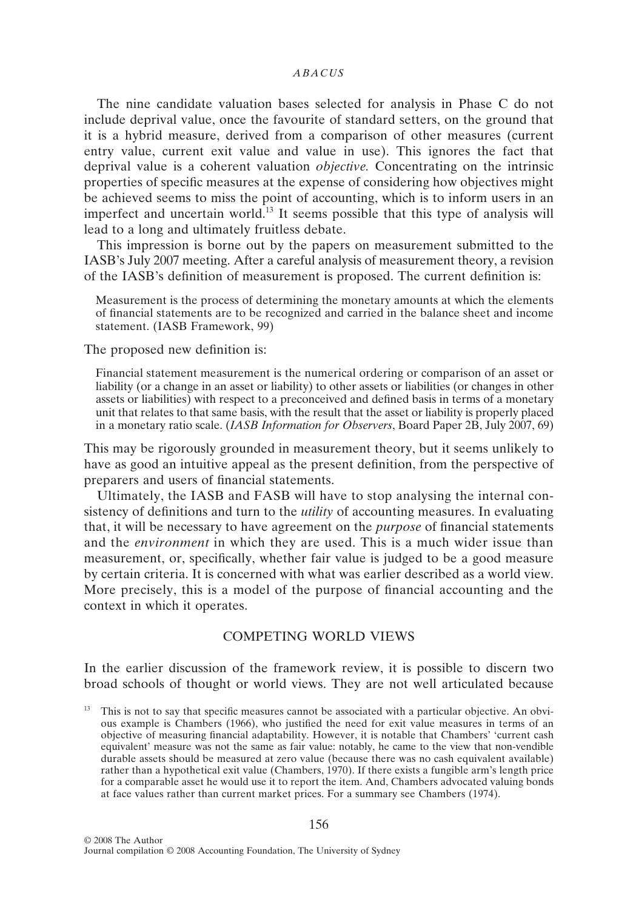The nine candidate valuation bases selected for analysis in Phase C do not include deprival value, once the favourite of standard setters, on the ground that it is a hybrid measure, derived from a comparison of other measures (current entry value, current exit value and value in use). This ignores the fact that deprival value is a coherent valuation *objective*. Concentrating on the intrinsic properties of specific measures at the expense of considering how objectives might be achieved seems to miss the point of accounting, which is to inform users in an imperfect and uncertain world.[13] It seems possible that this type of analysis will lead to a long and ultimately fruitless debate.

This impression is borne out by the papers on measurement submitted to the IASB's July 2007 meeting. After a careful analysis of measurement theory, a revision of the IASB's definition of measurement is proposed. The current definition is:

> Measurement is the process of determining the monetary amounts at which the elements of financial statements are to be recognized and carried in the balance sheet and income statement. (IASB Framework, 99)

The proposed new definition is:

> Financial statement measurement is the numerical ordering or comparison of an asset or liability (or a change in an asset or liability) to other assets or liabilities (or changes in other assets or liabilities) with respect to a preconceived and defined basis in terms of a monetary unit that relates to that same basis, with the result that the asset or liability is properly placed in a monetary ratio scale. (*IASB Information for Observers*, Board Paper 2B, July 2007, 69)

This may be rigorously grounded in measurement theory, but it seems unlikely to have as good an intuitive appeal as the present definition, from the perspective of preparers and users of financial statements.

Ultimately, the IASB and FASB will have to stop analysing the internal consistency of definitions and turn to the *utility* of accounting measures. In evaluating that, it will be necessary to have agreement on the *purpose* of financial statements and the *environment* in which they are used. This is a much wider issue than measurement, or, specifically, whether fair value is judged to be a good measure by certain criteria. It is concerned with what was earlier described as a world view. More precisely, this is a model of the purpose of financial accounting and the context in which it operates.

## COMPETING WORLD VIEWS

In the earlier discussion of the framework review, it is possible to discern two broad schools of thought or world views. They are not well articulated because

[13] This is not to say that specific measures cannot be associated with a particular objective. An obvious example is Chambers (1966), who justified the need for exit value measures in terms of an objective of measuring financial adaptability. However, it is notable that Chambers' 'current cash equivalent' measure was not the same as fair value: notably, he came to the view that non-vendible durable assets should be measured at zero value (because there was no cash equivalent available) rather than a hypothetical exit value (Chambers, 1970). If there exists a fungible arm's length price for a comparable asset he would use it to report the item. And, Chambers advocated valuing bonds at face values rather than current market prices. For a summary see Chambers (1974).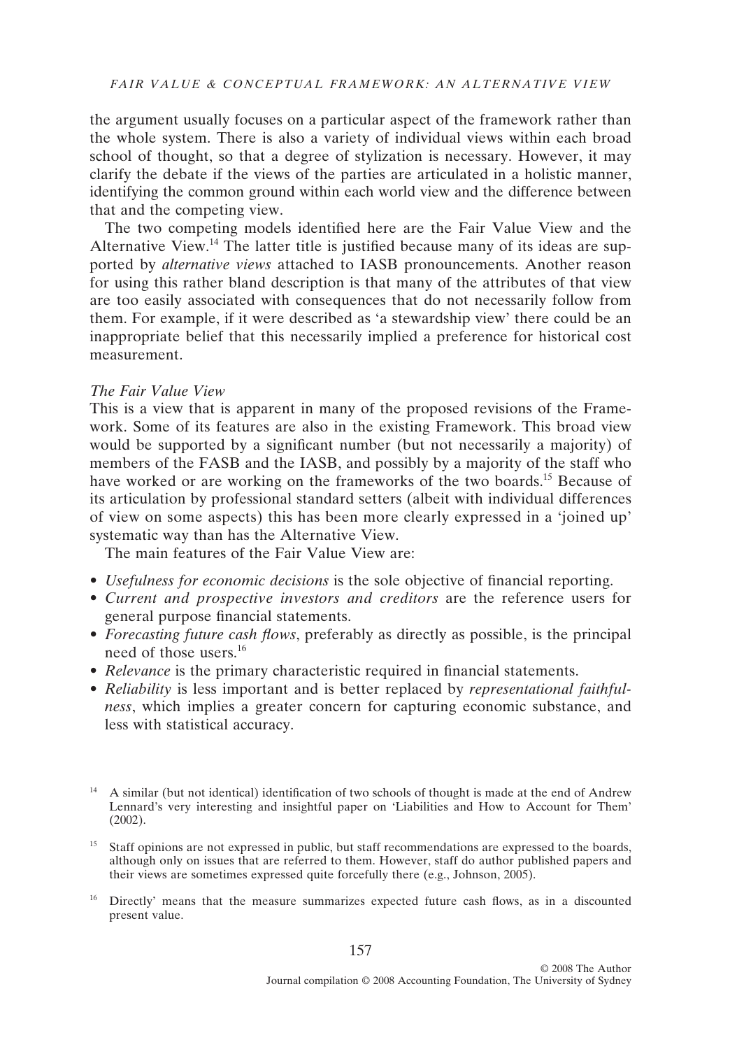the argument usually focuses on a particular aspect of the framework rather than the whole system. There is also a variety of individual views within each broad school of thought, so that a degree of stylization is necessary. However, it may clarify the debate if the views of the parties are articulated in a holistic manner, identifying the common ground within each world view and the difference between that and the competing view.

The two competing models identified here are the Fair Value View and the Alternative View.[14] The latter title is justified because many of its ideas are supported by *alternative views* attached to IASB pronouncements. Another reason for using this rather bland description is that many of the attributes of that view are too easily associated with consequences that do not necessarily follow from them. For example, if it were described as 'a stewardship view' there could be an inappropriate belief that this necessarily implied a preference for historical cost measurement.

### *The Fair Value View*

This is a view that is apparent in many of the proposed revisions of the Framework. Some of its features are also in the existing Framework. This broad view would be supported by a significant number (but not necessarily a majority) of members of the FASB and the IASB, and possibly by a majority of the staff who have worked or are working on the frameworks of the two boards.[15] Because of its articulation by professional standard setters (albeit with individual differences of view on some aspects) this has been more clearly expressed in a 'joined up' systematic way than has the Alternative View.

The main features of the Fair Value View are:

- *Usefulness for economic decisions* is the sole objective of financial reporting.
- *Current and prospective investors and creditors* are the reference users for general purpose financial statements.
- *Forecasting future cash flows*, preferably as directly as possible, is the principal need of those users.[16]
- *Relevance* is the primary characteristic required in financial statements.
- *Reliability* is less important and is better replaced by *representational faithfulness*, which implies a greater concern for capturing economic substance, and less with statistical accuracy.

[14] A similar (but not identical) identification of two schools of thought is made at the end of Andrew Lennard's very interesting and insightful paper on 'Liabilities and How to Account for Them' (2002).

[15] Staff opinions are not expressed in public, but staff recommendations are expressed to the boards, although only on issues that are referred to them. However, staff do author published papers and their views are sometimes expressed quite forcefully there (e.g., Johnson, 2005).

[16] Directly' means that the measure summarizes expected future cash flows, as in a discounted present value.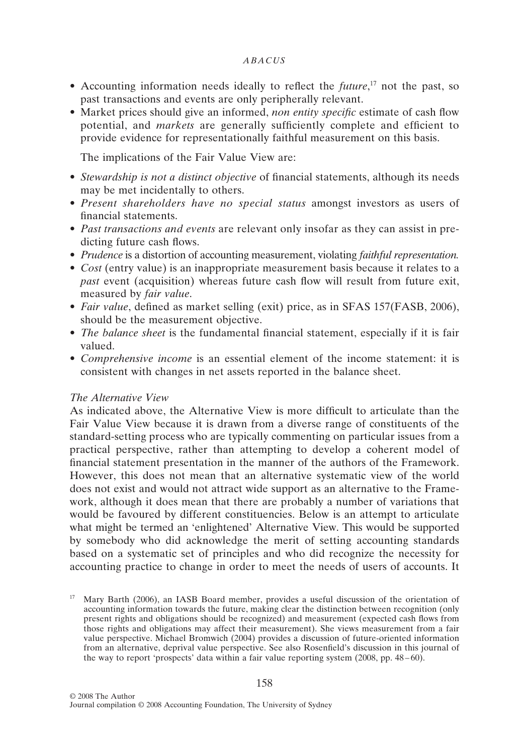- Accounting information needs ideally to reflect the *future*,[17] not the past, so past transactions and events are only peripherally relevant.
- Market prices should give an informed, *non entity specific* estimate of cash flow potential, and *markets* are generally sufficiently complete and efficient to provide evidence for representationally faithful measurement on this basis.

The implications of the Fair Value View are:

- *Stewardship is not a distinct objective* of financial statements, although its needs may be met incidentally to others.
- *Present shareholders have no special status* amongst investors as users of financial statements.
- *Past transactions and events* are relevant only insofar as they can assist in predicting future cash flows.
- *Prudence* is a distortion of accounting measurement, violating *faithful representation.*
- *Cost* (entry value) is an inappropriate measurement basis because it relates to a *past* event (acquisition) whereas future cash flow will result from future exit, measured by *fair value*.
- *Fair value*, defined as market selling (exit) price, as in SFAS 157(FASB, 2006), should be the measurement objective.
- *The balance sheet* is the fundamental financial statement, especially if it is fair valued.
- *Comprehensive income* is an essential element of the income statement: it is consistent with changes in net assets reported in the balance sheet.

*The Alternative View*

As indicated above, the Alternative View is more difficult to articulate than the Fair Value View because it is drawn from a diverse range of constituents of the standard-setting process who are typically commenting on particular issues from a practical perspective, rather than attempting to develop a coherent model of financial statement presentation in the manner of the authors of the Framework. However, this does not mean that an alternative systematic view of the world does not exist and would not attract wide support as an alternative to the Framework, although it does mean that there are probably a number of variations that would be favoured by different constituencies. Below is an attempt to articulate what might be termed an 'enlightened' Alternative View. This would be supported by somebody who did acknowledge the merit of setting accounting standards based on a systematic set of principles and who did recognize the necessity for accounting practice to change in order to meet the needs of users of accounts. It

[17] Mary Barth (2006), an IASB Board member, provides a useful discussion of the orientation of accounting information towards the future, making clear the distinction between recognition (only present rights and obligations should be recognized) and measurement (expected cash flows from those rights and obligations may affect their measurement). She views measurement from a fair value perspective. Michael Bromwich (2004) provides a discussion of future-oriented information from an alternative, deprival value perspective. See also Rosenfield's discussion in this journal of the way to report 'prospects' data within a fair value reporting system (2008, pp. 48–60).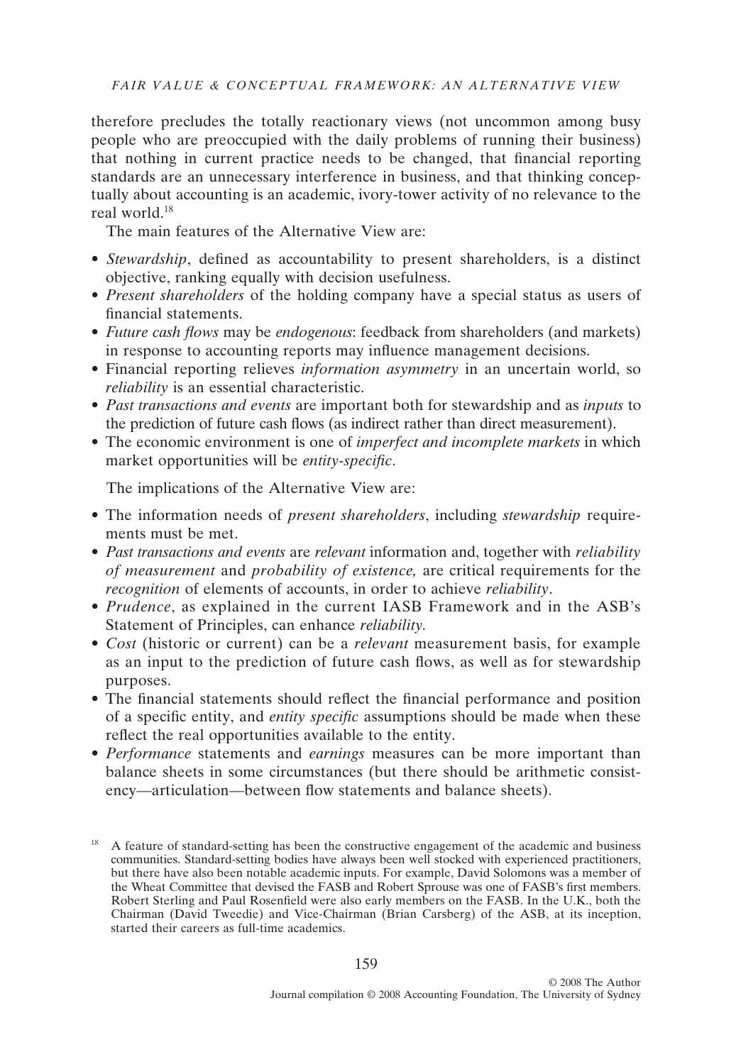therefore precludes the totally reactionary views (not uncommon among busy people who are preoccupied with the daily problems of running their business) that nothing in current practice needs to be changed, that financial reporting standards are an unnecessary interference in business, and that thinking conceptually about accounting is an academic, ivory-tower activity of no relevance to the real world.[18]

The main features of the Alternative View are:

- *Stewardship*, defined as accountability to present shareholders, is a distinct objective, ranking equally with decision usefulness.
- *Present shareholders* of the holding company have a special status as users of financial statements.
- *Future cash flows* may be *endogenous*: feedback from shareholders (and markets) in response to accounting reports may influence management decisions.
- Financial reporting relieves *information asymmetry* in an uncertain world, so *reliability* is an essential characteristic.
- *Past transactions and events* are important both for stewardship and as *inputs* to the prediction of future cash flows (as indirect rather than direct measurement).
- The economic environment is one of *imperfect and incomplete markets* in which market opportunities will be *entity-specific*.

The implications of the Alternative View are:

- The information needs of *present shareholders*, including *stewardship* requirements must be met.
- *Past transactions and events* are *relevant* information and, together with *reliability of measurement* and *probability of existence,* are critical requirements for the *recognition* of elements of accounts, in order to achieve *reliability*.
- *Prudence*, as explained in the current IASB Framework and in the ASB's Statement of Principles, can enhance *reliability*.
- *Cost* (historic or current) can be a *relevant* measurement basis, for example as an input to the prediction of future cash flows, as well as for stewardship purposes.
- The financial statements should reflect the financial performance and position of a specific entity, and *entity specific* assumptions should be made when these reflect the real opportunities available to the entity.
- *Performance* statements and *earnings* measures can be more important than balance sheets in some circumstances (but there should be arithmetic consistency—articulation—between flow statements and balance sheets).

[18] A feature of standard-setting has been the constructive engagement of the academic and business communities. Standard-setting bodies have always been well stocked with experienced practitioners, but there have also been notable academic inputs. For example, David Solomons was a member of the Wheat Committee that devised the FASB and Robert Sprouse was one of FASB's first members. Robert Sterling and Paul Rosenfield were also early members on the FASB. In the U.K., both the Chairman (David Tweedie) and Vice-Chairman (Brian Carsberg) of the ASB, at its inception, started their careers as full-time academics.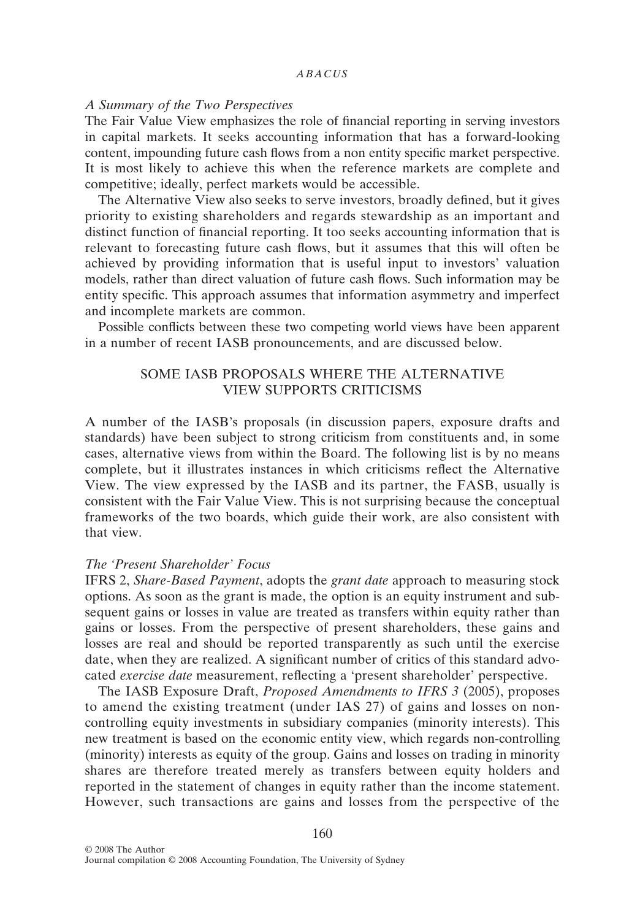### *A Summary of the Two Perspectives*

The Fair Value View emphasizes the role of financial reporting in serving investors in capital markets. It seeks accounting information that has a forward-looking content, impounding future cash flows from a non entity specific market perspective. It is most likely to achieve this when the reference markets are complete and competitive; ideally, perfect markets would be accessible.

The Alternative View also seeks to serve investors, broadly defined, but it gives priority to existing shareholders and regards stewardship as an important and distinct function of financial reporting. It too seeks accounting information that is relevant to forecasting future cash flows, but it assumes that this will often be achieved by providing information that is useful input to investors' valuation models, rather than direct valuation of future cash flows. Such information may be entity specific. This approach assumes that information asymmetry and imperfect and incomplete markets are common.

Possible conflicts between these two competing world views have been apparent in a number of recent IASB pronouncements, and are discussed below.

## SOME IASB PROPOSALS WHERE THE ALTERNATIVE VIEW SUPPORTS CRITICISMS

A number of the IASB's proposals (in discussion papers, exposure drafts and standards) have been subject to strong criticism from constituents and, in some cases, alternative views from within the Board. The following list is by no means complete, but it illustrates instances in which criticisms reflect the Alternative View. The view expressed by the IASB and its partner, the FASB, usually is consistent with the Fair Value View. This is not surprising because the conceptual frameworks of the two boards, which guide their work, are also consistent with that view.

### *The 'Present Shareholder' Focus*

IFRS 2, *Share-Based Payment*, adopts the *grant date* approach to measuring stock options. As soon as the grant is made, the option is an equity instrument and subsequent gains or losses in value are treated as transfers within equity rather than gains or losses. From the perspective of present shareholders, these gains and losses are real and should be reported transparently as such until the exercise date, when they are realized. A significant number of critics of this standard advocated *exercise date* measurement, reflecting a 'present shareholder' perspective.

The IASB Exposure Draft, *Proposed Amendments to IFRS 3* (2005), proposes to amend the existing treatment (under IAS 27) of gains and losses on non-controlling equity investments in subsidiary companies (minority interests). This new treatment is based on the economic entity view, which regards non-controlling (minority) interests as equity of the group. Gains and losses on trading in minority shares are therefore treated merely as transfers between equity holders and reported in the statement of changes in equity rather than the income statement. However, such transactions are gains and losses from the perspective of the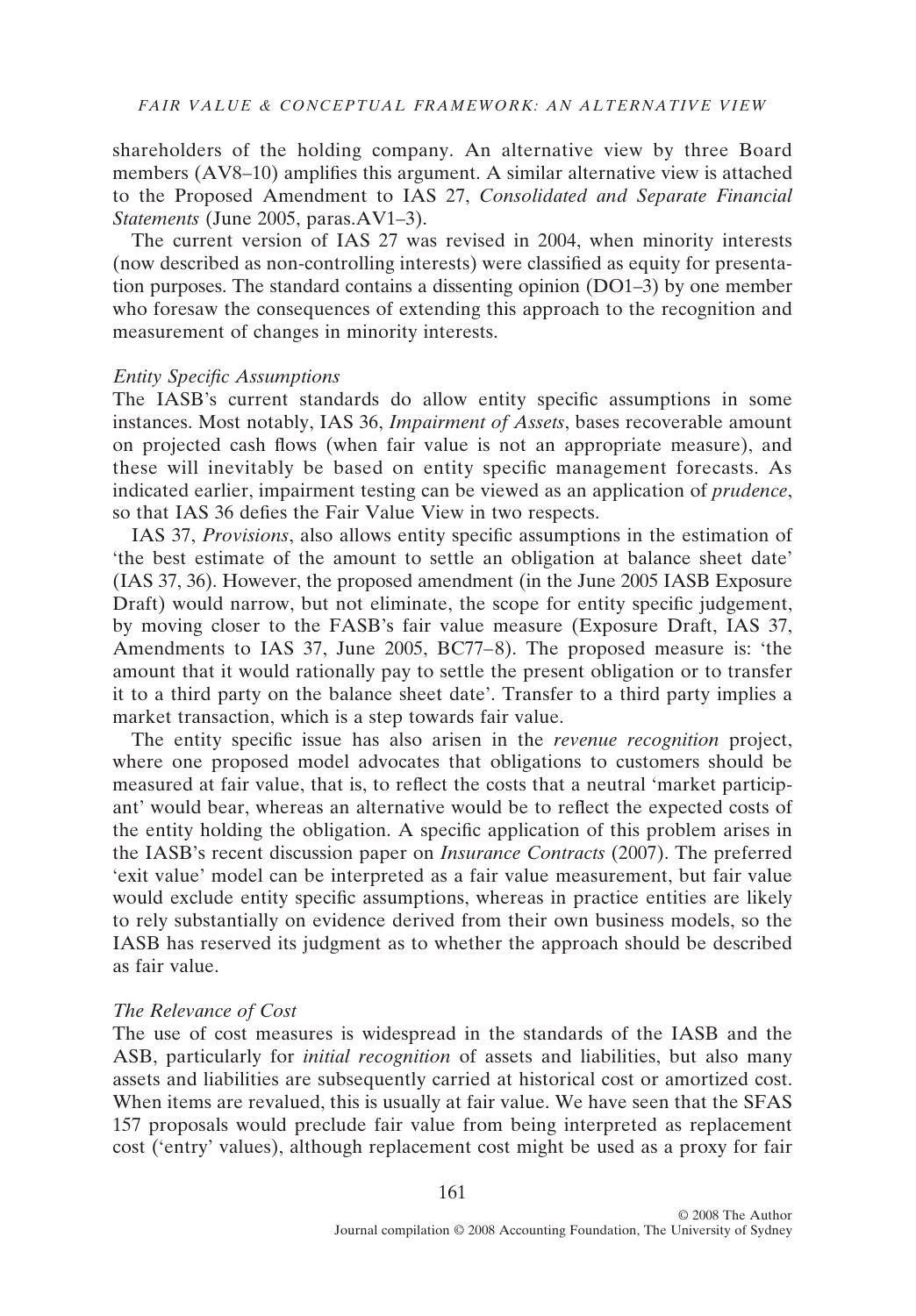shareholders of the holding company. An alternative view by three Board members (AV8–10) amplifies this argument. A similar alternative view is attached to the Proposed Amendment to IAS 27, *Consolidated and Separate Financial Statements* (June 2005, paras.AV1–3).

The current version of IAS 27 was revised in 2004, when minority interests (now described as non-controlling interests) were classified as equity for presentation purposes. The standard contains a dissenting opinion (DO1–3) by one member who foresaw the consequences of extending this approach to the recognition and measurement of changes in minority interests.

### *Entity Specific Assumptions*

The IASB's current standards do allow entity specific assumptions in some instances. Most notably, IAS 36, *Impairment of Assets*, bases recoverable amount on projected cash flows (when fair value is not an appropriate measure), and these will inevitably be based on entity specific management forecasts. As indicated earlier, impairment testing can be viewed as an application of *prudence*, so that IAS 36 defies the Fair Value View in two respects.

IAS 37, *Provisions*, also allows entity specific assumptions in the estimation of 'the best estimate of the amount to settle an obligation at balance sheet date' (IAS 37, 36). However, the proposed amendment (in the June 2005 IASB Exposure Draft) would narrow, but not eliminate, the scope for entity specific judgement, by moving closer to the FASB's fair value measure (Exposure Draft, IAS 37, Amendments to IAS 37, June 2005, BC77–8). The proposed measure is: 'the amount that it would rationally pay to settle the present obligation or to transfer it to a third party on the balance sheet date'. Transfer to a third party implies a market transaction, which is a step towards fair value.

The entity specific issue has also arisen in the *revenue recognition* project, where one proposed model advocates that obligations to customers should be measured at fair value, that is, to reflect the costs that a neutral 'market participant' would bear, whereas an alternative would be to reflect the expected costs of the entity holding the obligation. A specific application of this problem arises in the IASB's recent discussion paper on *Insurance Contracts* (2007). The preferred 'exit value' model can be interpreted as a fair value measurement, but fair value would exclude entity specific assumptions, whereas in practice entities are likely to rely substantially on evidence derived from their own business models, so the IASB has reserved its judgment as to whether the approach should be described as fair value.

### *The Relevance of Cost*

The use of cost measures is widespread in the standards of the IASB and the ASB, particularly for *initial recognition* of assets and liabilities, but also many assets and liabilities are subsequently carried at historical cost or amortized cost. When items are revalued, this is usually at fair value. We have seen that the SFAS 157 proposals would preclude fair value from being interpreted as replacement cost ('entry' values), although replacement cost might be used as a proxy for fair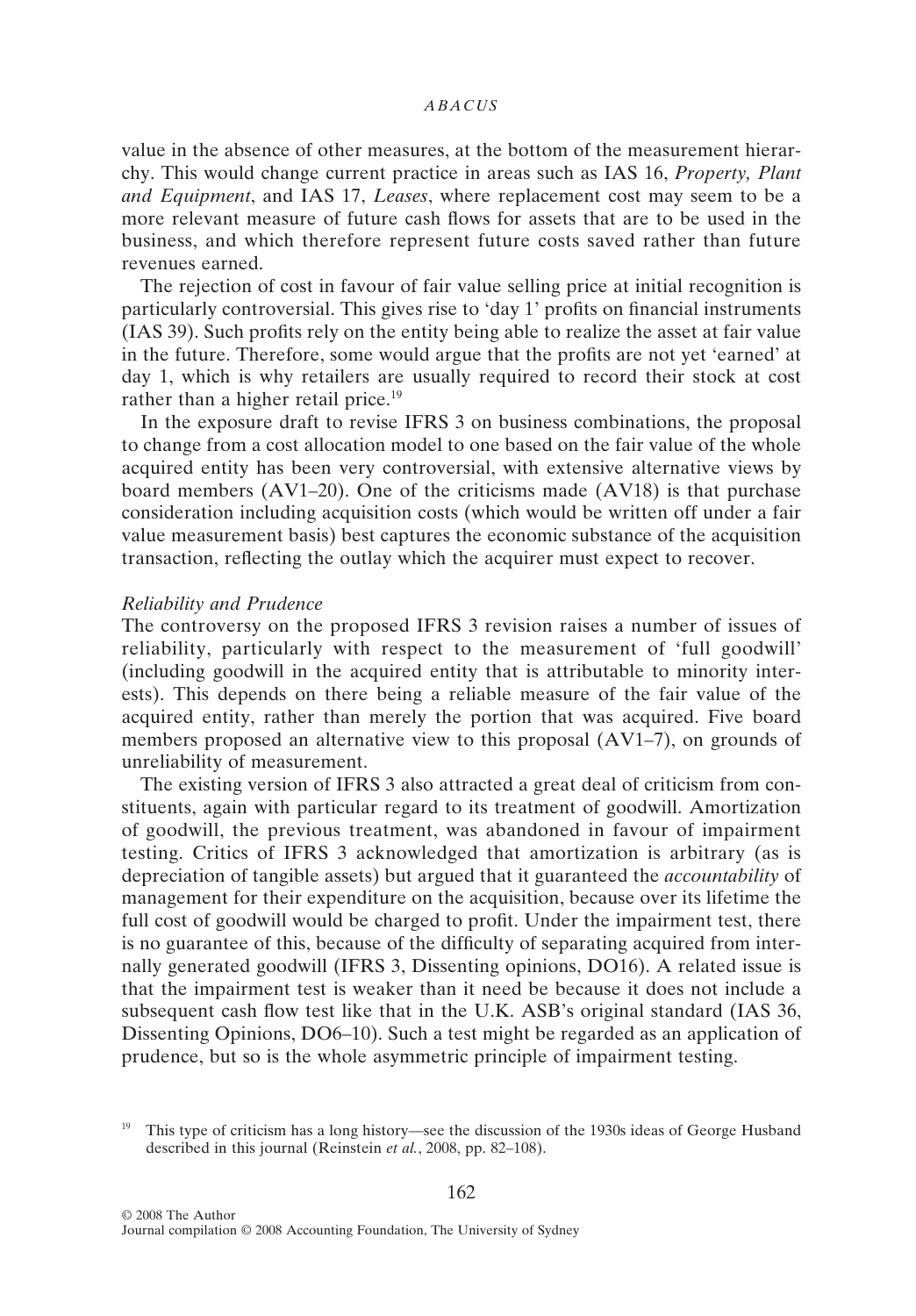value in the absence of other measures, at the bottom of the measurement hierarchy. This would change current practice in areas such as IAS 16, *Property, Plant and Equipment*, and IAS 17, *Leases*, where replacement cost may seem to be a more relevant measure of future cash flows for assets that are to be used in the business, and which therefore represent future costs saved rather than future revenues earned.

The rejection of cost in favour of fair value selling price at initial recognition is particularly controversial. This gives rise to 'day 1' profits on financial instruments (IAS 39). Such profits rely on the entity being able to realize the asset at fair value in the future. Therefore, some would argue that the profits are not yet 'earned' at day 1, which is why retailers are usually required to record their stock at cost rather than a higher retail price.[19]

In the exposure draft to revise IFRS 3 on business combinations, the proposal to change from a cost allocation model to one based on the fair value of the whole acquired entity has been very controversial, with extensive alternative views by board members (AV1–20). One of the criticisms made (AV18) is that purchase consideration including acquisition costs (which would be written off under a fair value measurement basis) best captures the economic substance of the acquisition transaction, reflecting the outlay which the acquirer must expect to recover.

*Reliability and Prudence*

The controversy on the proposed IFRS 3 revision raises a number of issues of reliability, particularly with respect to the measurement of 'full goodwill' (including goodwill in the acquired entity that is attributable to minority interests). This depends on there being a reliable measure of the fair value of the acquired entity, rather than merely the portion that was acquired. Five board members proposed an alternative view to this proposal (AV1–7), on grounds of unreliability of measurement.

The existing version of IFRS 3 also attracted a great deal of criticism from constituents, again with particular regard to its treatment of goodwill. Amortization of goodwill, the previous treatment, was abandoned in favour of impairment testing. Critics of IFRS 3 acknowledged that amortization is arbitrary (as is depreciation of tangible assets) but argued that it guaranteed the *accountability* of management for their expenditure on the acquisition, because over its lifetime the full cost of goodwill would be charged to profit. Under the impairment test, there is no guarantee of this, because of the difficulty of separating acquired from internally generated goodwill (IFRS 3, Dissenting opinions, DO16). A related issue is that the impairment test is weaker than it need be because it does not include a subsequent cash flow test like that in the U.K. ASB's original standard (IAS 36, Dissenting Opinions, DO6–10). Such a test might be regarded as an application of prudence, but so is the whole asymmetric principle of impairment testing.

[19] This type of criticism has a long history—see the discussion of the 1930s ideas of George Husband described in this journal (Reinstein *et al.*, 2008, pp. 82–108).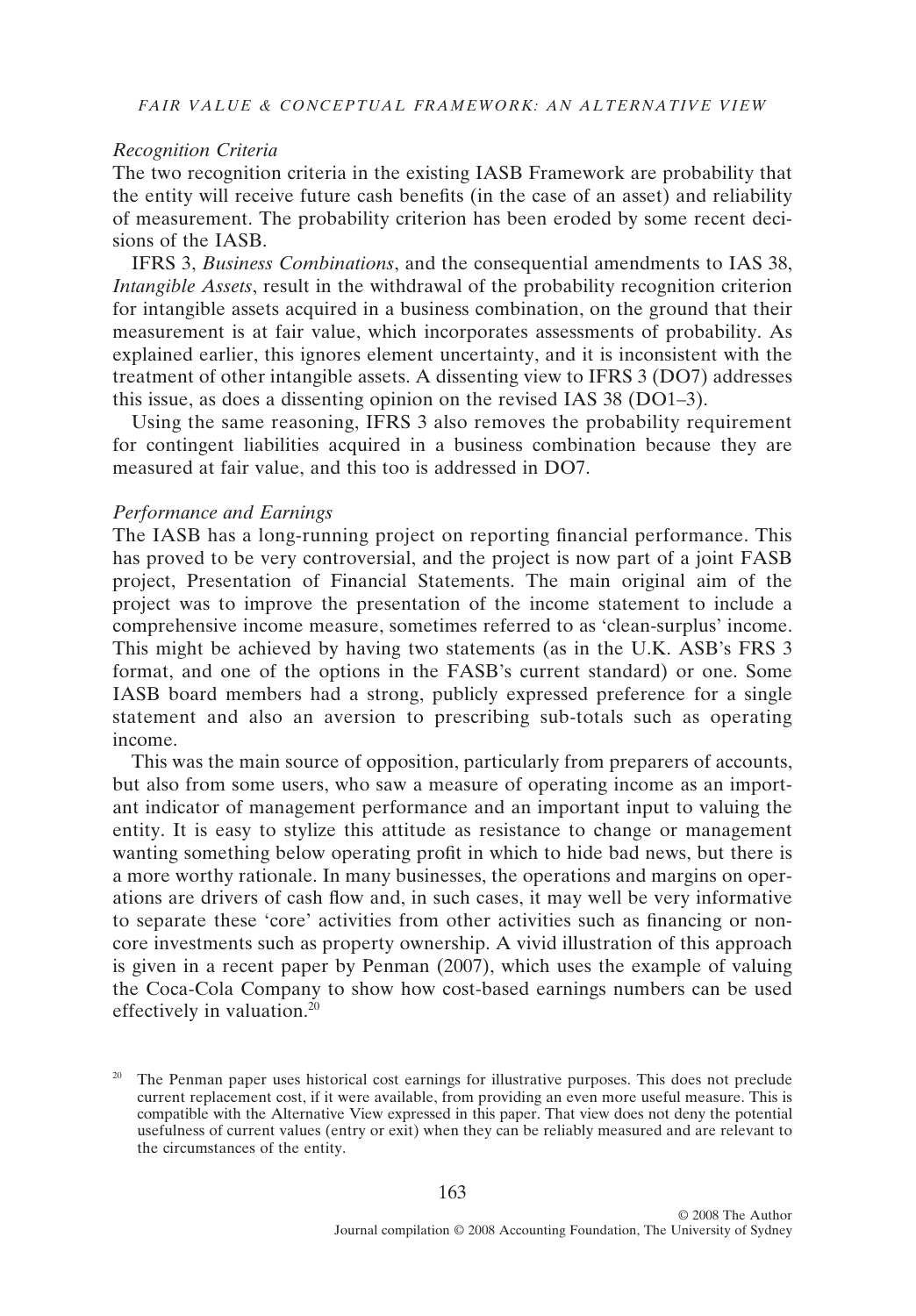### *Recognition Criteria*

The two recognition criteria in the existing IASB Framework are probability that the entity will receive future cash benefits (in the case of an asset) and reliability of measurement. The probability criterion has been eroded by some recent decisions of the IASB.

IFRS 3, *Business Combinations*, and the consequential amendments to IAS 38, *Intangible Assets*, result in the withdrawal of the probability recognition criterion for intangible assets acquired in a business combination, on the ground that their measurement is at fair value, which incorporates assessments of probability. As explained earlier, this ignores element uncertainty, and it is inconsistent with the treatment of other intangible assets. A dissenting view to IFRS 3 (DO7) addresses this issue, as does a dissenting opinion on the revised IAS 38 (DO1–3).

Using the same reasoning, IFRS 3 also removes the probability requirement for contingent liabilities acquired in a business combination because they are measured at fair value, and this too is addressed in DO7.

### *Performance and Earnings*

The IASB has a long-running project on reporting financial performance. This has proved to be very controversial, and the project is now part of a joint FASB project, Presentation of Financial Statements. The main original aim of the project was to improve the presentation of the income statement to include a comprehensive income measure, sometimes referred to as 'clean-surplus' income. This might be achieved by having two statements (as in the U.K. ASB's FRS 3 format, and one of the options in the FASB's current standard) or one. Some IASB board members had a strong, publicly expressed preference for a single statement and also an aversion to prescribing sub-totals such as operating income.

This was the main source of opposition, particularly from preparers of accounts, but also from some users, who saw a measure of operating income as an important indicator of management performance and an important input to valuing the entity. It is easy to stylize this attitude as resistance to change or management wanting something below operating profit in which to hide bad news, but there is a more worthy rationale. In many businesses, the operations and margins on operations are drivers of cash flow and, in such cases, it may well be very informative to separate these 'core' activities from other activities such as financing or non-core investments such as property ownership. A vivid illustration of this approach is given in a recent paper by Penman (2007), which uses the example of valuing the Coca-Cola Company to show how cost-based earnings numbers can be used effectively in valuation.[20]

[20] The Penman paper uses historical cost earnings for illustrative purposes. This does not preclude current replacement cost, if it were available, from providing an even more useful measure. This is compatible with the Alternative View expressed in this paper. That view does not deny the potential usefulness of current values (entry or exit) when they can be reliably measured and are relevant to the circumstances of the entity.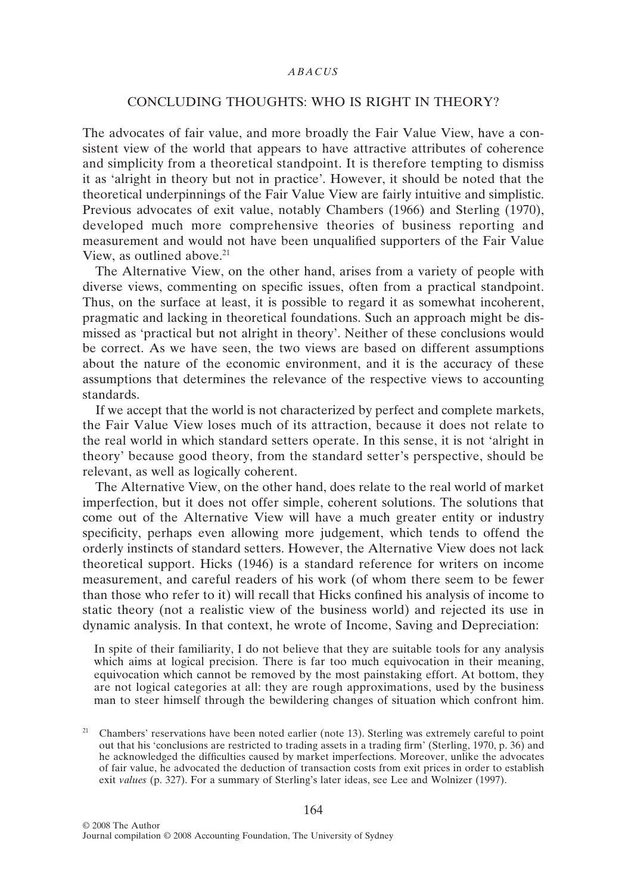## CONCLUDING THOUGHTS: WHO IS RIGHT IN THEORY?

The advocates of fair value, and more broadly the Fair Value View, have a consistent view of the world that appears to have attractive attributes of coherence and simplicity from a theoretical standpoint. It is therefore tempting to dismiss it as 'alright in theory but not in practice'. However, it should be noted that the theoretical underpinnings of the Fair Value View are fairly intuitive and simplistic. Previous advocates of exit value, notably Chambers (1966) and Sterling (1970), developed much more comprehensive theories of business reporting and measurement and would not have been unqualified supporters of the Fair Value View, as outlined above.[21]

The Alternative View, on the other hand, arises from a variety of people with diverse views, commenting on specific issues, often from a practical standpoint. Thus, on the surface at least, it is possible to regard it as somewhat incoherent, pragmatic and lacking in theoretical foundations. Such an approach might be dismissed as 'practical but not alright in theory'. Neither of these conclusions would be correct. As we have seen, the two views are based on different assumptions about the nature of the economic environment, and it is the accuracy of these assumptions that determines the relevance of the respective views to accounting standards.

If we accept that the world is not characterized by perfect and complete markets, the Fair Value View loses much of its attraction, because it does not relate to the real world in which standard setters operate. In this sense, it is not 'alright in theory' because good theory, from the standard setter's perspective, should be relevant, as well as logically coherent.

The Alternative View, on the other hand, does relate to the real world of market imperfection, but it does not offer simple, coherent solutions. The solutions that come out of the Alternative View will have a much greater entity or industry specificity, perhaps even allowing more judgement, which tends to offend the orderly instincts of standard setters. However, the Alternative View does not lack theoretical support. Hicks (1946) is a standard reference for writers on income measurement, and careful readers of his work (of whom there seem to be fewer than those who refer to it) will recall that Hicks confined his analysis of income to static theory (not a realistic view of the business world) and rejected its use in dynamic analysis. In that context, he wrote of Income, Saving and Depreciation:

> In spite of their familiarity, I do not believe that they are suitable tools for any analysis which aims at logical precision. There is far too much equivocation in their meaning, equivocation which cannot be removed by the most painstaking effort. At bottom, they are not logical categories at all: they are rough approximations, used by the business man to steer himself through the bewildering changes of situation which confront him.

[21] Chambers' reservations have been noted earlier (note 13). Sterling was extremely careful to point out that his 'conclusions are restricted to trading assets in a trading firm' (Sterling, 1970, p. 36) and he acknowledged the difficulties caused by market imperfections. Moreover, unlike the advocates of fair value, he advocated the deduction of transaction costs from exit prices in order to establish exit *values* (p. 327). For a summary of Sterling's later ideas, see Lee and Wolnizer (1997).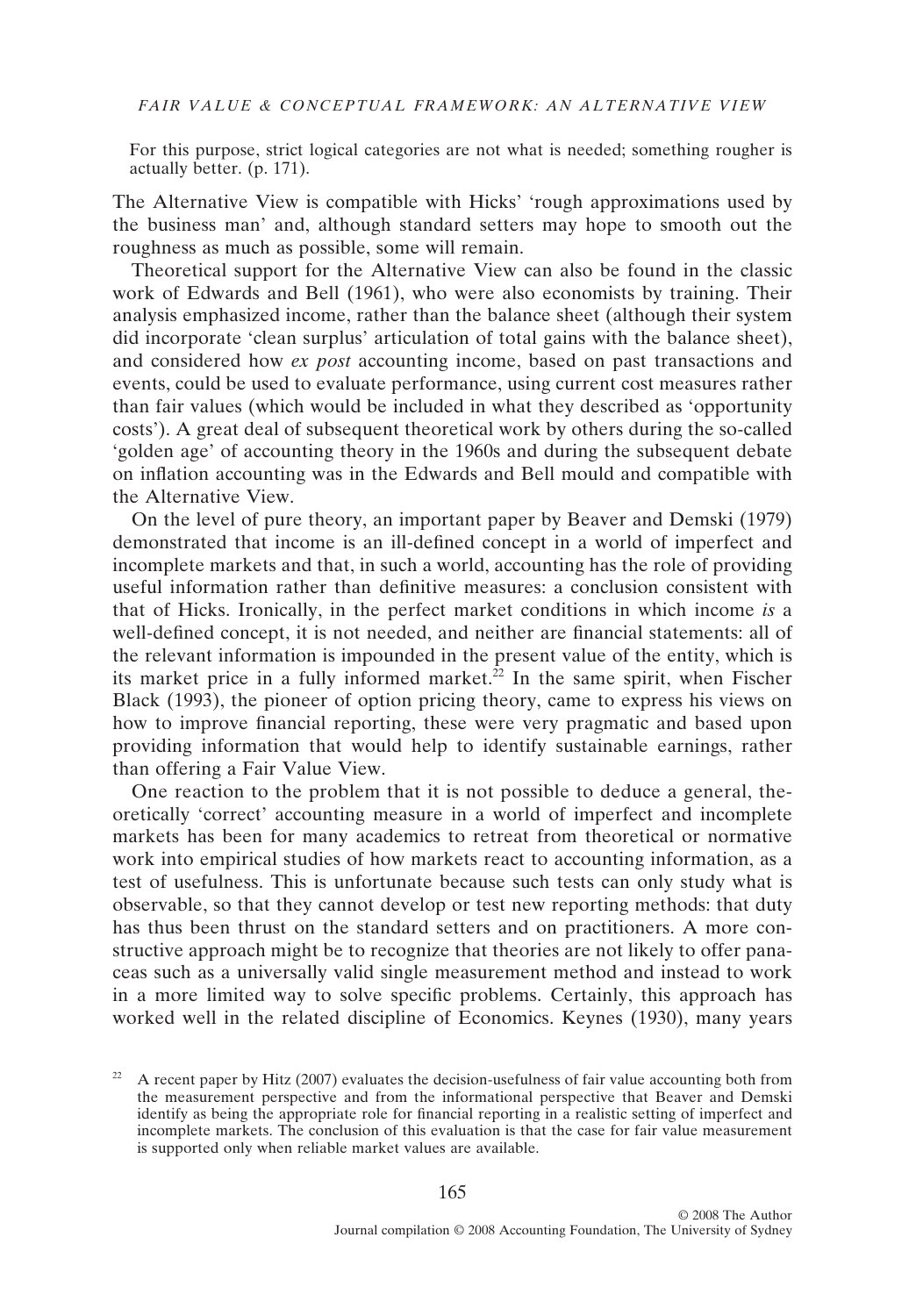For this purpose, strict logical categories are not what is needed; something rougher is actually better. (p. 171).

The Alternative View is compatible with Hicks' 'rough approximations used by the business man' and, although standard setters may hope to smooth out the roughness as much as possible, some will remain.

Theoretical support for the Alternative View can also be found in the classic work of Edwards and Bell (1961), who were also economists by training. Their analysis emphasized income, rather than the balance sheet (although their system did incorporate 'clean surplus' articulation of total gains with the balance sheet), and considered how *ex post* accounting income, based on past transactions and events, could be used to evaluate performance, using current cost measures rather than fair values (which would be included in what they described as 'opportunity costs'). A great deal of subsequent theoretical work by others during the so-called 'golden age' of accounting theory in the 1960s and during the subsequent debate on inflation accounting was in the Edwards and Bell mould and compatible with the Alternative View.

On the level of pure theory, an important paper by Beaver and Demski (1979) demonstrated that income is an ill-defined concept in a world of imperfect and incomplete markets and that, in such a world, accounting has the role of providing useful information rather than definitive measures: a conclusion consistent with that of Hicks. Ironically, in the perfect market conditions in which income *is* a well-defined concept, it is not needed, and neither are financial statements: all of the relevant information is impounded in the present value of the entity, which is its market price in a fully informed market.[22] In the same spirit, when Fischer Black (1993), the pioneer of option pricing theory, came to express his views on how to improve financial reporting, these were very pragmatic and based upon providing information that would help to identify sustainable earnings, rather than offering a Fair Value View.

One reaction to the problem that it is not possible to deduce a general, theoretically 'correct' accounting measure in a world of imperfect and incomplete markets has been for many academics to retreat from theoretical or normative work into empirical studies of how markets react to accounting information, as a test of usefulness. This is unfortunate because such tests can only study what is observable, so that they cannot develop or test new reporting methods: that duty has thus been thrust on the standard setters and on practitioners. A more constructive approach might be to recognize that theories are not likely to offer panaceas such as a universally valid single measurement method and instead to work in a more limited way to solve specific problems. Certainly, this approach has worked well in the related discipline of Economics. Keynes (1930), many years

[22] A recent paper by Hitz (2007) evaluates the decision-usefulness of fair value accounting both from the measurement perspective and from the informational perspective that Beaver and Demski identify as being the appropriate role for financial reporting in a realistic setting of imperfect and incomplete markets. The conclusion of this evaluation is that the case for fair value measurement is supported only when reliable market values are available.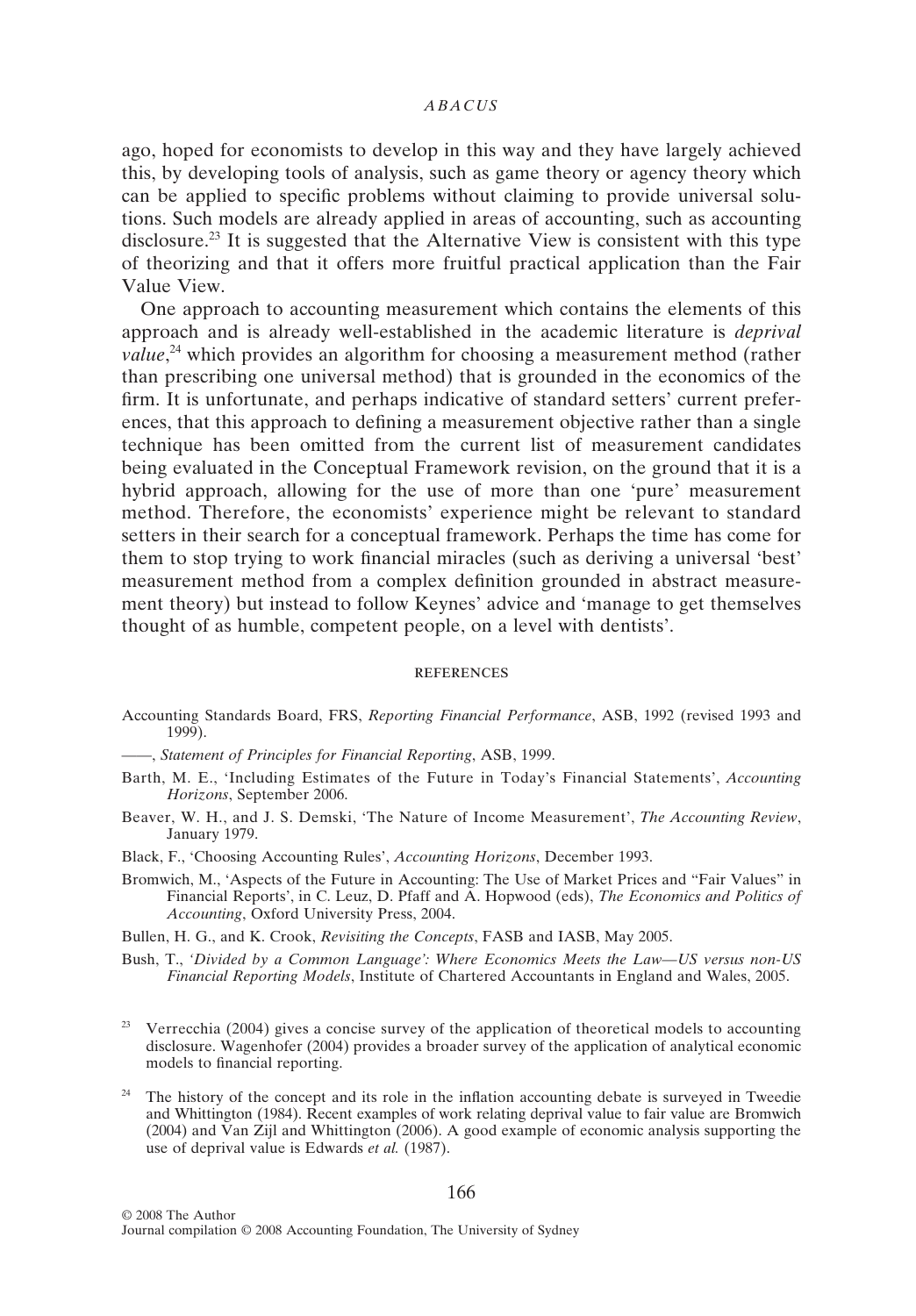ago, hoped for economists to develop in this way and they have largely achieved this, by developing tools of analysis, such as game theory or agency theory which can be applied to specific problems without claiming to provide universal solutions. Such models are already applied in areas of accounting, such as accounting disclosure.[23] It is suggested that the Alternative View is consistent with this type of theorizing and that it offers more fruitful practical application than the Fair Value View.

One approach to accounting measurement which contains the elements of this approach and is already well-established in the academic literature is *deprival value*,[24] which provides an algorithm for choosing a measurement method (rather than prescribing one universal method) that is grounded in the economics of the firm. It is unfortunate, and perhaps indicative of standard setters' current preferences, that this approach to defining a measurement objective rather than a single technique has been omitted from the current list of measurement candidates being evaluated in the Conceptual Framework revision, on the ground that it is a hybrid approach, allowing for the use of more than one 'pure' measurement method. Therefore, the economists' experience might be relevant to standard setters in their search for a conceptual framework. Perhaps the time has come for them to stop trying to work financial miracles (such as deriving a universal 'best' measurement method from a complex definition grounded in abstract measurement theory) but instead to follow Keynes' advice and 'manage to get themselves thought of as humble, competent people, on a level with dentists'.

## REFERENCES

Accounting Standards Board, FRS, *Reporting Financial Performance*, ASB, 1992 (revised 1993 and 1999).

——, *Statement of Principles for Financial Reporting*, ASB, 1999.

Barth, M. E., 'Including Estimates of the Future in Today's Financial Statements', *Accounting Horizons*, September 2006.

Beaver, W. H., and J. S. Demski, 'The Nature of Income Measurement', *The Accounting Review*, January 1979.

Black, F., 'Choosing Accounting Rules', *Accounting Horizons*, December 1993.

Bromwich, M., 'Aspects of the Future in Accounting: The Use of Market Prices and "Fair Values" in Financial Reports', in C. Leuz, D. Pfaff and A. Hopwood (eds), *The Economics and Politics of Accounting*, Oxford University Press, 2004.

Bullen, H. G., and K. Crook, *Revisiting the Concepts*, FASB and IASB, May 2005.

Bush, T., *'Divided by a Common Language': Where Economics Meets the Law—US versus non-US Financial Reporting Models*, Institute of Chartered Accountants in England and Wales, 2005.

[23] Verrecchia (2004) gives a concise survey of the application of theoretical models to accounting disclosure. Wagenhofer (2004) provides a broader survey of the application of analytical economic models to financial reporting.

[24] The history of the concept and its role in the inflation accounting debate is surveyed in Tweedie and Whittington (1984). Recent examples of work relating deprival value to fair value are Bromwich (2004) and Van Zijl and Whittington (2006). A good example of economic analysis supporting the use of deprival value is Edwards *et al.* (1987).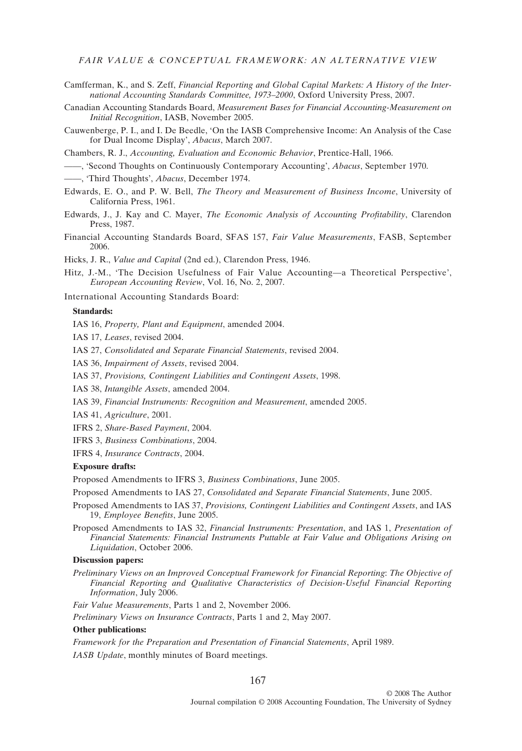Camfferman, K., and S. Zeff, *Financial Reporting and Global Capital Markets: A History of the International Accounting Standards Committee, 1973–2000*, Oxford University Press, 2007.

Canadian Accounting Standards Board, *Measurement Bases for Financial Accounting-Measurement on Initial Recognition*, IASB, November 2005.

Cauwenberge, P. I., and I. De Beedle, 'On the IASB Comprehensive Income: An Analysis of the Case for Dual Income Display', *Abacus*, March 2007.

Chambers, R. J., *Accounting, Evaluation and Economic Behavior*, Prentice-Hall, 1966.

——, 'Second Thoughts on Continuously Contemporary Accounting', *Abacus*, September 1970.

——, 'Third Thoughts', *Abacus*, December 1974.

Edwards, E. O., and P. W. Bell, *The Theory and Measurement of Business Income*, University of California Press, 1961.

Edwards, J., J. Kay and C. Mayer, *The Economic Analysis of Accounting Profitability*, Clarendon Press, 1987.

Financial Accounting Standards Board, SFAS 157, *Fair Value Measurements*, FASB, September 2006.

Hicks, J. R., *Value and Capital* (2nd ed.), Clarendon Press, 1946.

Hitz, J.-M., 'The Decision Usefulness of Fair Value Accounting—a Theoretical Perspective', *European Accounting Review*, Vol. 16, No. 2, 2007.

International Accounting Standards Board:

**Standards:**

IAS 16, *Property, Plant and Equipment*, amended 2004.

IAS 17, *Leases*, revised 2004.

IAS 27, *Consolidated and Separate Financial Statements*, revised 2004.

IAS 36, *Impairment of Assets*, revised 2004.

IAS 37, *Provisions, Contingent Liabilities and Contingent Assets*, 1998.

IAS 38, *Intangible Assets*, amended 2004.

IAS 39, *Financial Instruments: Recognition and Measurement*, amended 2005.

IAS 41, *Agriculture*, 2001.

IFRS 2, *Share-Based Payment*, 2004.

IFRS 3, *Business Combinations*, 2004.

IFRS 4, *Insurance Contracts*, 2004.

**Exposure drafts:**

Proposed Amendments to IFRS 3, *Business Combinations*, June 2005.

Proposed Amendments to IAS 27, *Consolidated and Separate Financial Statements*, June 2005.

Proposed Amendments to IAS 37, *Provisions, Contingent Liabilities and Contingent Assets*, and IAS 19, *Employee Benefits*, June 2005.

Proposed Amendments to IAS 32, *Financial Instruments: Presentation*, and IAS 1, *Presentation of Financial Statements: Financial Instruments Puttable at Fair Value and Obligations Arising on Liquidation*, October 2006.

**Discussion papers:**

*Preliminary Views on an Improved Conceptual Framework for Financial Reporting*: *The Objective of Financial Reporting and Qualitative Characteristics of Decision-Useful Financial Reporting Information*, July 2006.

*Fair Value Measurements*, Parts 1 and 2, November 2006.

*Preliminary Views on Insurance Contracts*, Parts 1 and 2, May 2007.

**Other publications:**

*Framework for the Preparation and Presentation of Financial Statements*, April 1989.

*IASB Update*, monthly minutes of Board meetings.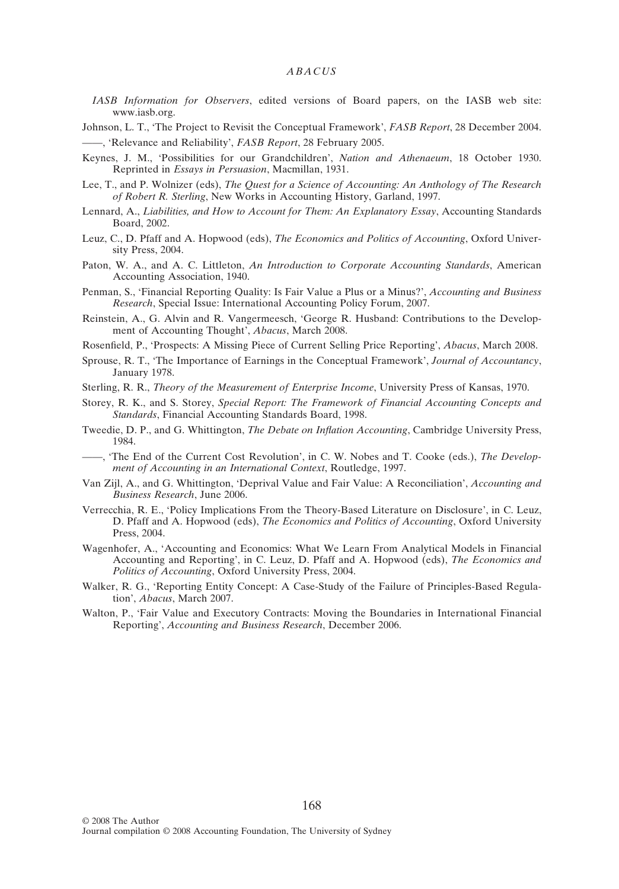*IASB Information for Observers*, edited versions of Board papers, on the IASB web site: www.iasb.org.

Johnson, L. T., 'The Project to Revisit the Conceptual Framework', *FASB Report*, 28 December 2004.

——, 'Relevance and Reliability', *FASB Report*, 28 February 2005.

Keynes, J. M., 'Possibilities for our Grandchildren', *Nation and Athenaeum*, 18 October 1930. Reprinted in *Essays in Persuasion*, Macmillan, 1931.

Lee, T., and P. Wolnizer (eds), *The Quest for a Science of Accounting: An Anthology of The Research of Robert R. Sterling*, New Works in Accounting History, Garland, 1997.

Lennard, A., *Liabilities, and How to Account for Them: An Explanatory Essay*, Accounting Standards Board, 2002.

Leuz, C., D. Pfaff and A. Hopwood (eds), *The Economics and Politics of Accounting*, Oxford University Press, 2004.

Paton, W. A., and A. C. Littleton, *An Introduction to Corporate Accounting Standards*, American Accounting Association, 1940.

Penman, S., 'Financial Reporting Quality: Is Fair Value a Plus or a Minus?', *Accounting and Business Research*, Special Issue: International Accounting Policy Forum, 2007.

Reinstein, A., G. Alvin and R. Vangermeesch, 'George R. Husband: Contributions to the Development of Accounting Thought', *Abacus*, March 2008.

Rosenfield, P., 'Prospects: A Missing Piece of Current Selling Price Reporting', *Abacus*, March 2008.

Sprouse, R. T., 'The Importance of Earnings in the Conceptual Framework', *Journal of Accountancy*, January 1978.

Sterling, R. R., *Theory of the Measurement of Enterprise Income*, University Press of Kansas, 1970.

Storey, R. K., and S. Storey, *Special Report: The Framework of Financial Accounting Concepts and Standards*, Financial Accounting Standards Board, 1998.

Tweedie, D. P., and G. Whittington, *The Debate on Inflation Accounting*, Cambridge University Press, 1984.

——, 'The End of the Current Cost Revolution', in C. W. Nobes and T. Cooke (eds.), *The Development of Accounting in an International Context*, Routledge, 1997.

Van Zijl, A., and G. Whittington, 'Deprival Value and Fair Value: A Reconciliation', *Accounting and Business Research*, June 2006.

Verrecchia, R. E., 'Policy Implications From the Theory-Based Literature on Disclosure', in C. Leuz, D. Pfaff and A. Hopwood (eds), *The Economics and Politics of Accounting*, Oxford University Press, 2004.

Wagenhofer, A., 'Accounting and Economics: What We Learn From Analytical Models in Financial Accounting and Reporting', in C. Leuz, D. Pfaff and A. Hopwood (eds), *The Economics and Politics of Accounting*, Oxford University Press, 2004.

Walker, R. G., 'Reporting Entity Concept: A Case-Study of the Failure of Principles-Based Regulation', *Abacus*, March 2007.

Walton, P., 'Fair Value and Executory Contracts: Moving the Boundaries in International Financial Reporting', *Accounting and Business Research*, December 2006.